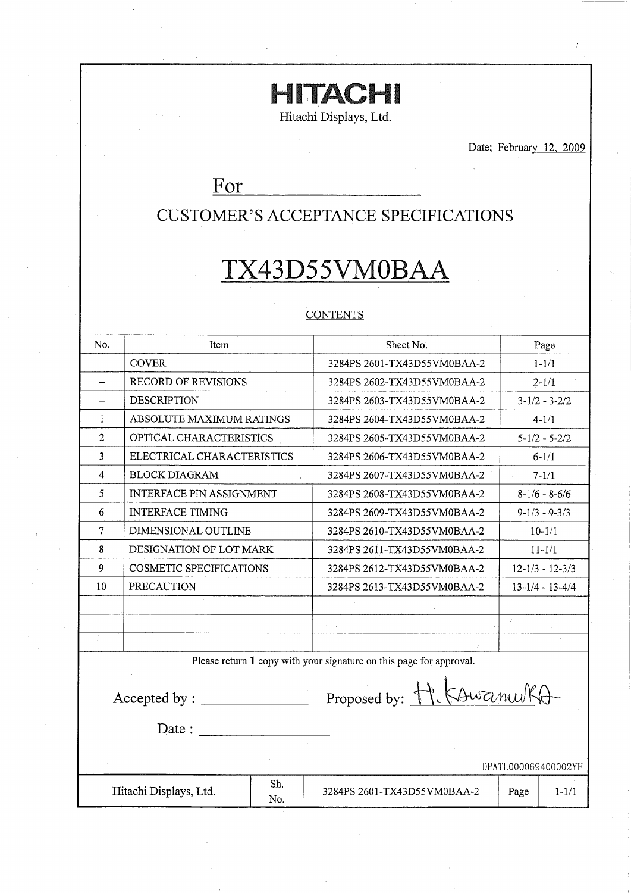# HITACHI

Hitachi Displays, Ltd.

Date: February 12, 2009

For \_\_\_\_\_\_\_\_\_\_\_\_\_\_\_\_\_\_\_\_

## CUSTOMER'S ACCEPTANCE SPECIFICATIONS

# TX43D55VM0BAA

CONTENTS

| No. | Item | Sheet No. | Page |
|---|---|---|---|
| – | COVER | 3284PS 2601-TX43D55VM0BAA-2 | 1-1/1 |
| – | RECORD OF REVISIONS | 3284PS 2602-TX43D55VM0BAA-2 | 2-1/1 |
| – | DESCRIPTION | 3284PS 2603-TX43D55VM0BAA-2 | 3-1/2 - 3-2/2 |
| 1 | ABSOLUTE MAXIMUM RATINGS | 3284PS 2604-TX43D55VM0BAA-2 | 4-1/1 |
| 2 | OPTICAL CHARACTERISTICS | 3284PS 2605-TX43D55VM0BAA-2 | 5-1/2 - 5-2/2 |
| 3 | ELECTRICAL CHARACTERISTICS | 3284PS 2606-TX43D55VM0BAA-2 | 6-1/1 |
| 4 | BLOCK DIAGRAM | 3284PS 2607-TX43D55VM0BAA-2 | 7-1/1 |
| 5 | INTERFACE PIN ASSIGNMENT | 3284PS 2608-TX43D55VM0BAA-2 | 8-1/6 - 8-6/6 |
| 6 | INTERFACE TIMING | 3284PS 2609-TX43D55VM0BAA-2 | 9-1/3 - 9-3/3 |
| 7 | DIMENSIONAL OUTLINE | 3284PS 2610-TX43D55VM0BAA-2 | 10-1/1 |
| 8 | DESIGNATION OF LOT MARK | 3284PS 2611-TX43D55VM0BAA-2 | 11-1/1 |
| 9 | COSMETIC SPECIFICATIONS | 3284PS 2612-TX43D55VM0BAA-2 | 12-1/3 - 12-3/3 |
| 10 | PRECAUTION | 3284PS 2613-TX43D55VM0BAA-2 | 13-1/4 - 13-4/4 |
| | | | |
| | | | |
| | | | |

Please return **1** copy with your signature on this page for approval.

Accepted by : \_\_\_\_\_\_\_\_\_\_\_\_\_\_ Proposed by: H. Kawamura

Date : \_\_\_\_\_\_\_\_\_\_\_\_\_\_

DPATL000069400002YH

| Hitachi Displays, Ltd. | Sh. No. | 3284PS 2601-TX43D55VM0BAA-2 | Page | 1-1/1 |
|---|---|---|---|---|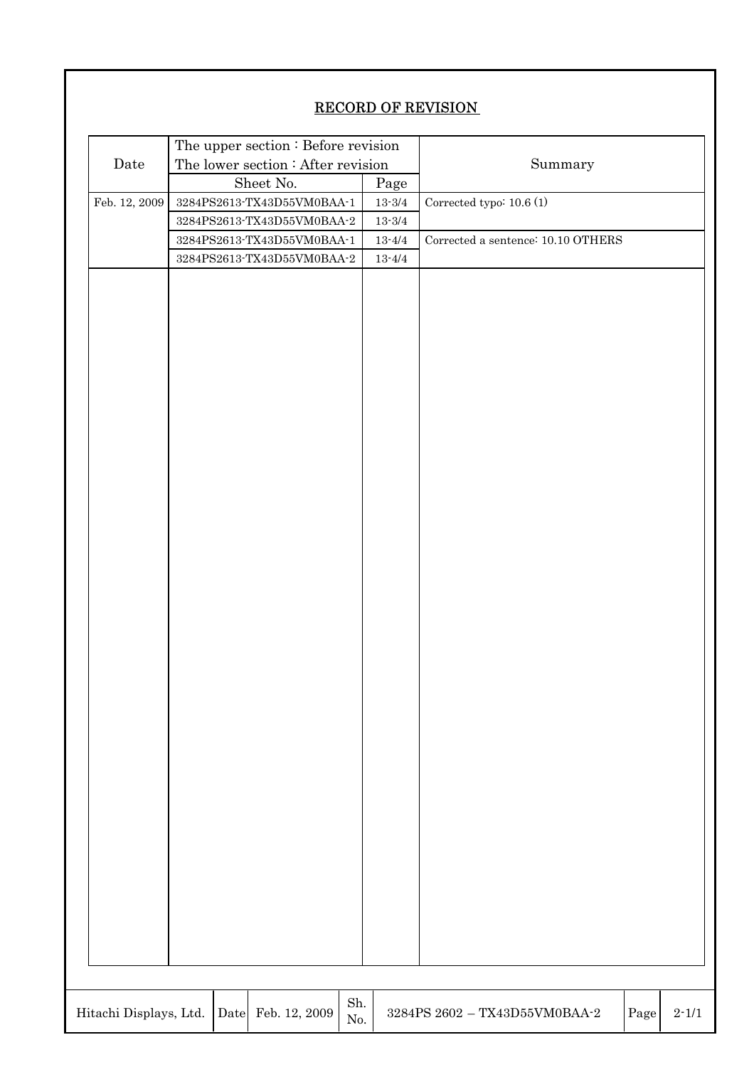# RECORD OF REVISION

| Date | The upper section : Before revision<br>The lower section : After revision<br>Sheet No. | Page | Summary |
|---|---|---|---|
| Feb. 12, 2009 | 3284PS2613-TX43D55VM0BAA-1 | 13-3/4 | Corrected typo: 10.6 (1) |
| | 3284PS2613-TX43D55VM0BAA-2 | 13-3/4 | |
| | 3284PS2613-TX43D55VM0BAA-1 | 13-4/4 | Corrected a sentence: 10.10 OTHERS |
| | 3284PS2613-TX43D55VM0BAA-2 | 13-4/4 | |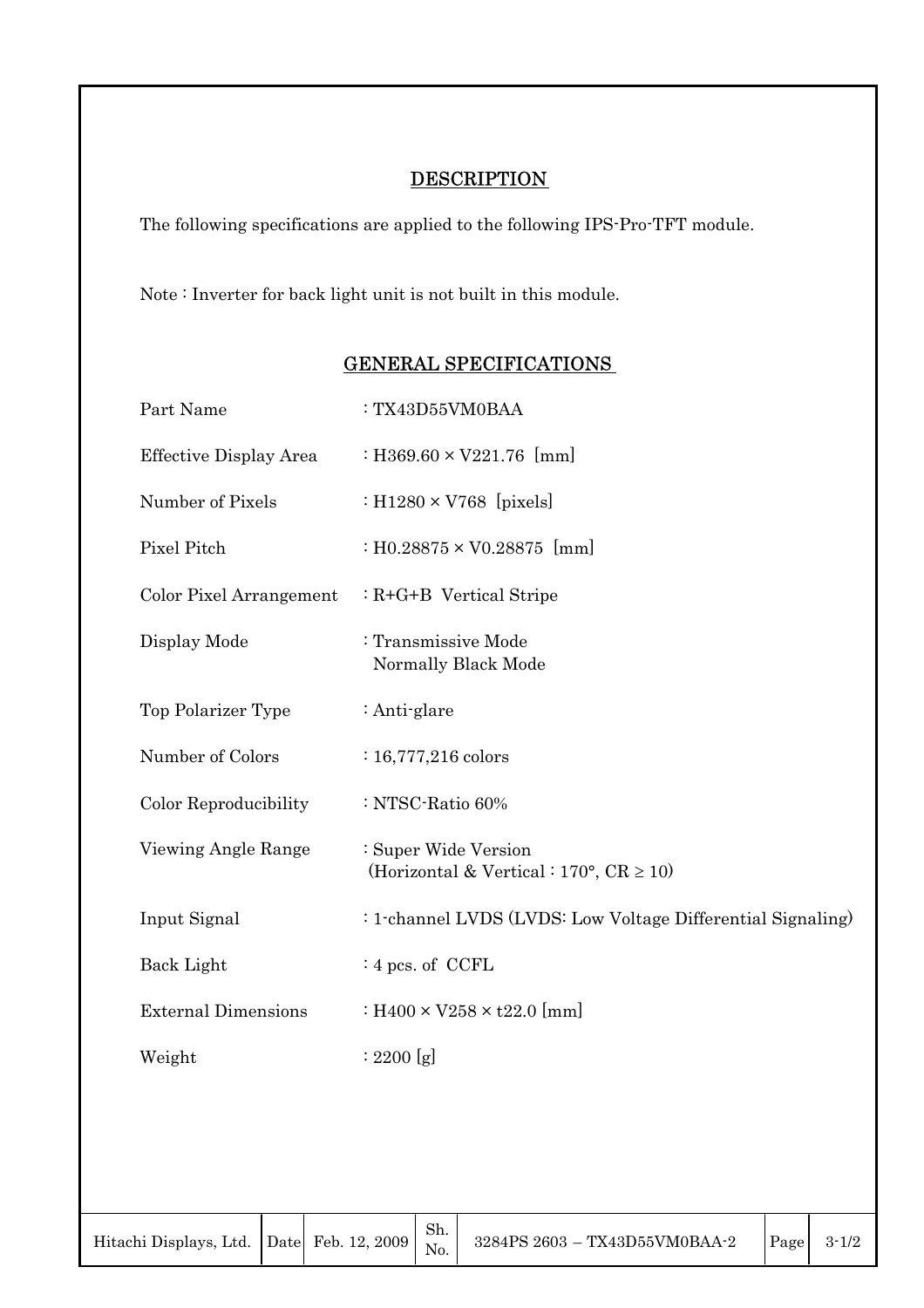## DESCRIPTION

The following specifications are applied to the following IPS-Pro-TFT module.

Note : Inverter for back light unit is not built in this module.

## GENERAL SPECIFICATIONS

| | |
|---|---|
| Part Name | : TX43D55VM0BAA |
| Effective Display Area | : H369.60 × V221.76 [mm] |
| Number of Pixels | : H1280 × V768 [pixels] |
| Pixel Pitch | : H0.28875 × V0.28875 [mm] |
| Color Pixel Arrangement | : R+G+B Vertical Stripe |
| Display Mode | : Transmissive Mode<br>Normally Black Mode |
| Top Polarizer Type | : Anti-glare |
| Number of Colors | : 16,777,216 colors |
| Color Reproducibility | : NTSC-Ratio 60% |
| Viewing Angle Range | : Super Wide Version<br>(Horizontal & Vertical : 170°, CR ≥ 10) |
| Input Signal | : 1-channel LVDS (LVDS: Low Voltage Differential Signaling) |
| Back Light | : 4 pcs. of CCFL |
| External Dimensions | : H400 × V258 × t22.0 [mm] |
| Weight | : 2200 [g] |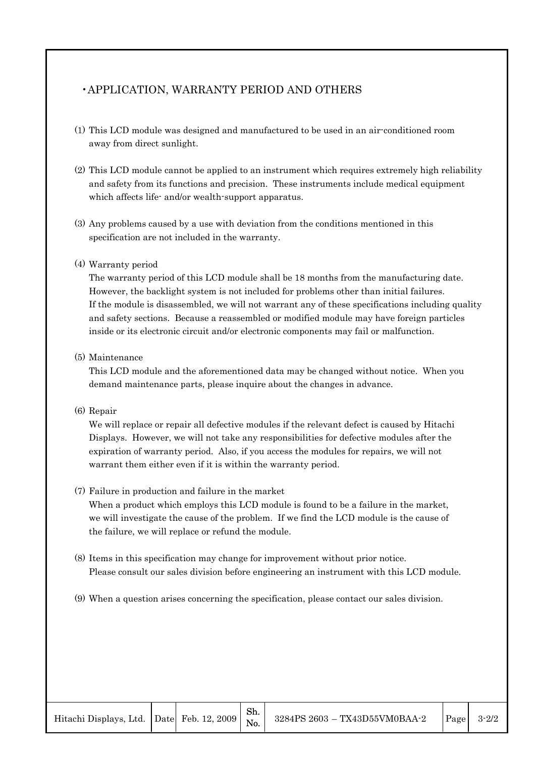## ・APPLICATION, WARRANTY PERIOD AND OTHERS

(1) This LCD module was designed and manufactured to be used in an air-conditioned room away from direct sunlight.

(2) This LCD module cannot be applied to an instrument which requires extremely high reliability and safety from its functions and precision. These instruments include medical equipment which affects life- and/or wealth-support apparatus.

(3) Any problems caused by a use with deviation from the conditions mentioned in this specification are not included in the warranty.

(4) Warranty period
The warranty period of this LCD module shall be 18 months from the manufacturing date. However, the backlight system is not included for problems other than initial failures. If the module is disassembled, we will not warrant any of these specifications including quality and safety sections. Because a reassembled or modified module may have foreign particles inside or its electronic circuit and/or electronic components may fail or malfunction.

(5) Maintenance
This LCD module and the aforementioned data may be changed without notice. When you demand maintenance parts, please inquire about the changes in advance.

(6) Repair
We will replace or repair all defective modules if the relevant defect is caused by Hitachi Displays. However, we will not take any responsibilities for defective modules after the expiration of warranty period. Also, if you access the modules for repairs, we will not warrant them either even if it is within the warranty period.

(7) Failure in production and failure in the market
When a product which employs this LCD module is found to be a failure in the market, we will investigate the cause of the problem. If we find the LCD module is the cause of the failure, we will replace or refund the module.

(8) Items in this specification may change for improvement without prior notice. Please consult our sales division before engineering an instrument with this LCD module.

(9) When a question arises concerning the specification, please contact our sales division.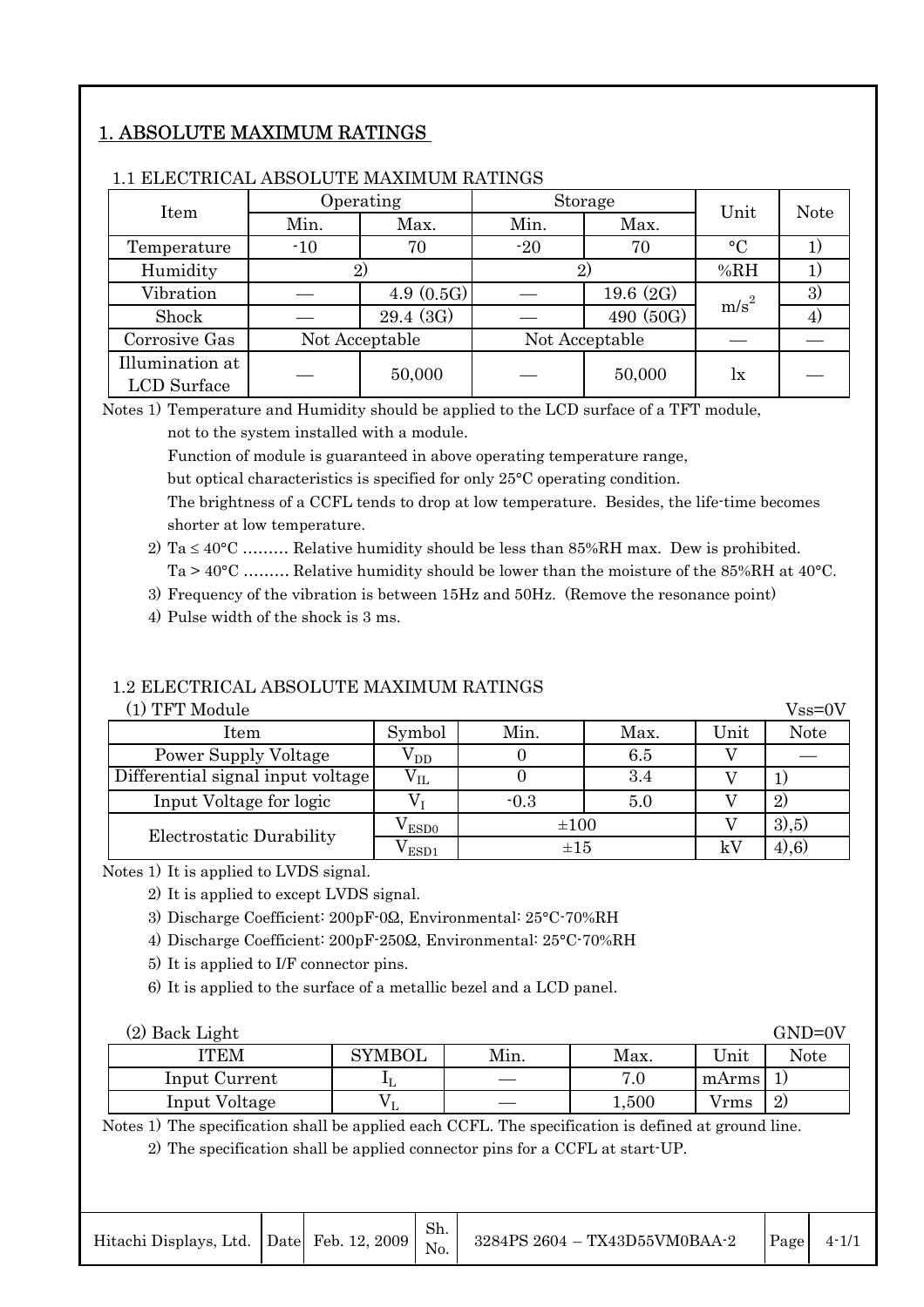# 1. ABSOLUTE MAXIMUM RATINGS

## 1.1 ELECTRICAL ABSOLUTE MAXIMUM RATINGS

| Item | Operating | | Storage | | Unit | Note |
|---|---|---|---|---|---|---|
| | Min. | Max. | Min. | Max. | | |
| Temperature | -10 | 70 | -20 | 70 | °C | 1) |
| Humidity | 2) | | 2) | | %RH | 1) |
| Vibration | — | 4.9 (0.5G) | — | 19.6 (2G) | $m/s^2$ | 3) |
| Shock | — | 29.4 (3G) | — | 490 (50G) | $m/s^2$ | 4) |
| Corrosive Gas | Not Acceptable | | Not Acceptable | | — | — |
| Illumination at LCD Surface | — | 50,000 | — | 50,000 | lx | — |

Notes 1) Temperature and Humidity should be applied to the LCD surface of a TFT module, not to the system installed with a module.
Function of module is guaranteed in above operating temperature range, but optical characteristics is specified for only 25°C operating condition.
The brightness of a CCFL tends to drop at low temperature. Besides, the life-time becomes shorter at low temperature.

2) Ta ≤ 40°C ……… Relative humidity should be less than 85%RH max. Dew is prohibited.
Ta > 40°C ……… Relative humidity should be lower than the moisture of the 85%RH at 40°C.

3) Frequency of the vibration is between 15Hz and 50Hz. (Remove the resonance point)

4) Pulse width of the shock is 3 ms.

## 1.2 ELECTRICAL ABSOLUTE MAXIMUM RATINGS

(1) TFT Module Vss=0V

| Item | Symbol | Min. | Max. | Unit | Note |
|---|---|---|---|---|---|
| Power Supply Voltage | $V_{DD}$ | 0 | 6.5 | V | — |
| Differential signal input voltage | $V_{IL}$ | 0 | 3.4 | V | 1) |
| Input Voltage for logic | $V_I$ | -0.3 | 5.0 | V | 2) |
| Electrostatic Durability | $V_{ESD0}$ | ±100 | | V | 3),5) |
| | $V_{ESD1}$ | ±15 | | kV | 4),6) |

Notes 1) It is applied to LVDS signal.

2) It is applied to except LVDS signal.

3) Discharge Coefficient: 200pF-0Ω, Environmental: 25°C-70%RH

4) Discharge Coefficient: 200pF-250Ω, Environmental: 25°C-70%RH

5) It is applied to I/F connector pins.

6) It is applied to the surface of a metallic bezel and a LCD panel.

(2) Back Light GND=0V

| ITEM | SYMBOL | Min. | Max. | Unit | Note |
|---|---|---|---|---|---|
| Input Current | $I_L$ | — | 7.0 | mArms | 1) |
| Input Voltage | $V_L$ | — | 1,500 | Vrms | 2) |

Notes 1) The specification shall be applied each CCFL. The specification is defined at ground line.

2) The specification shall be applied connector pins for a CCFL at start-UP.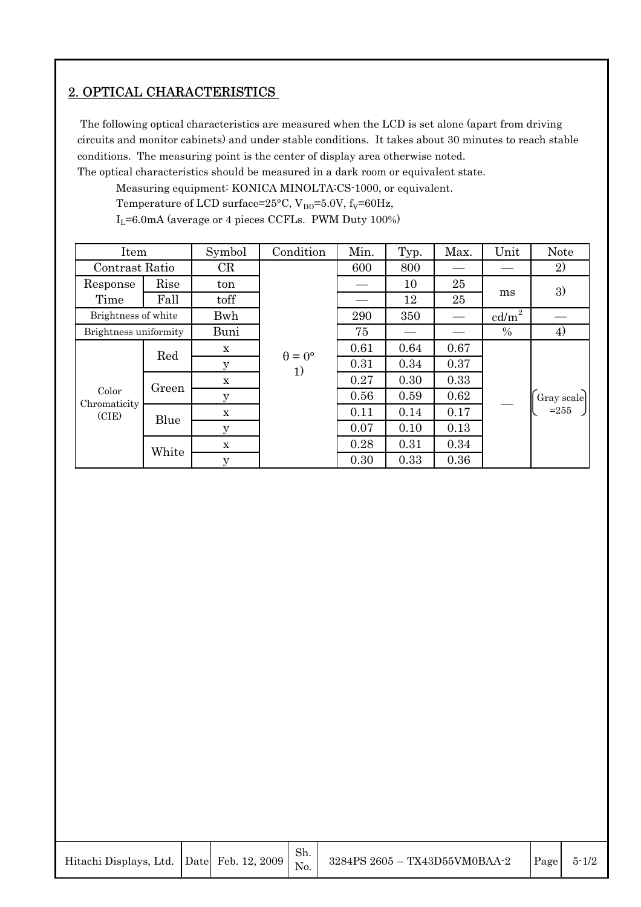## 2. OPTICAL CHARACTERISTICS

The following optical characteristics are measured when the LCD is set alone (apart from driving circuits and monitor cabinets) and under stable conditions. It takes about 30 minutes to reach stable conditions. The measuring point is the center of display area otherwise noted.
The optical characteristics should be measured in a dark room or equivalent state.

Measuring equipment: KONICA MINOLTA:CS-1000, or equivalent.
Temperature of LCD surface=25°C, $V_{DD}$=5.0V, $f_V$=60Hz,
$I_L$=6.0mA (average or 4 pieces CCFLs. PWM Duty 100%)

| Item | | Symbol | Condition | Min. | Typ. | Max. | Unit | Note |
|---|---|---|---|---|---|---|---|---|
| Contrast Ratio | | CR | θ = 0° 1) | 600 | 800 | — | — | 2) |
| Response Time | Rise | ton | | — | 10 | 25 | ms | 3) |
| | Fall | toff | | — | 12 | 25 | | |
| Brightness of white | | Bwh | | 290 | 350 | — | $cd/m^2$ | — |
| Brightness uniformity | | Buni | | 75 | — | — | % | 4) |
| Color Chromaticity (CIE) | Red | x | | 0.61 | 0.64 | 0.67 | — | Gray scale =255 |
| | | y | | 0.31 | 0.34 | 0.37 | | |
| | Green | x | | 0.27 | 0.30 | 0.33 | | |
| | | y | | 0.56 | 0.59 | 0.62 | | |
| | Blue | x | | 0.11 | 0.14 | 0.17 | | |
| | | y | | 0.07 | 0.10 | 0.13 | | |
| | White | x | | 0.28 | 0.31 | 0.34 | | |
| | | y | | 0.30 | 0.33 | 0.36 | | |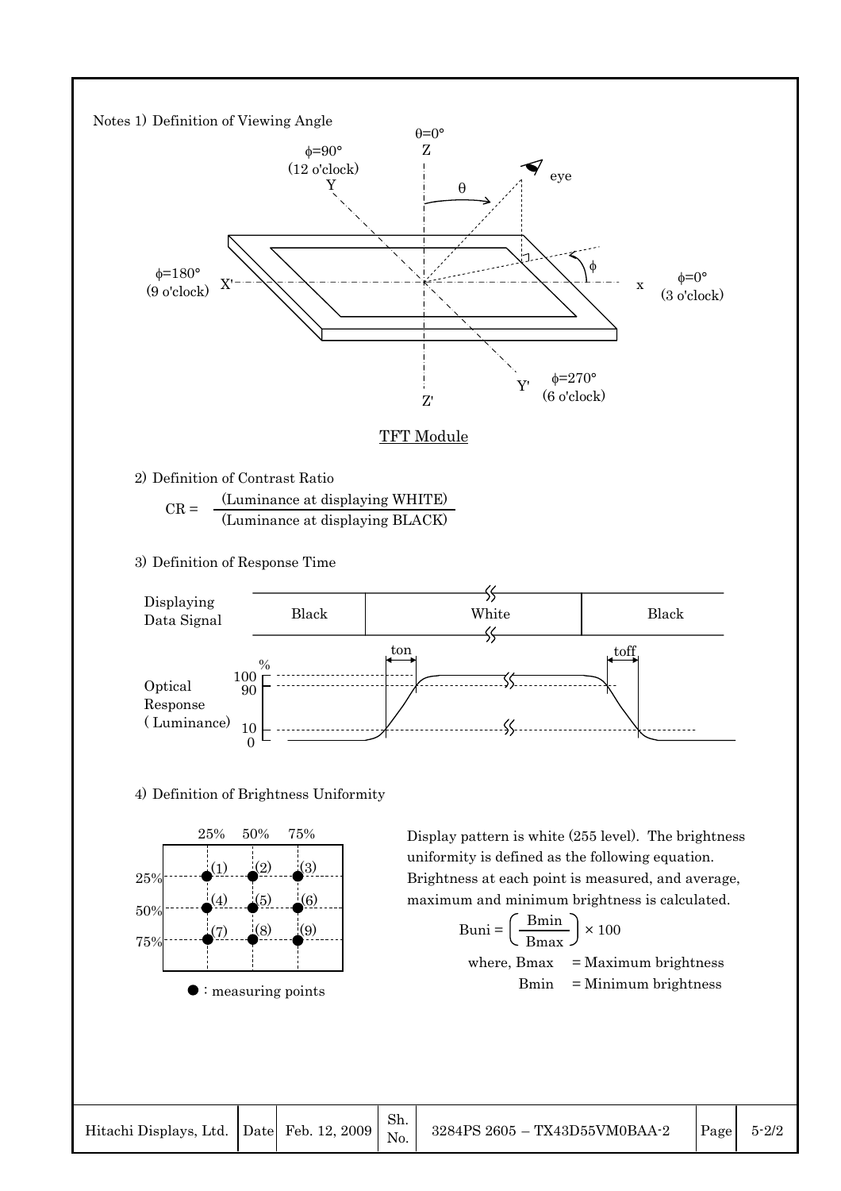Notes 1) Definition of Viewing Angle

TFT Module

2) Definition of Contrast Ratio

$$CR = \frac{\text{(Luminance at displaying WHITE)}}{\text{(Luminance at displaying BLACK)}}$$

3) Definition of Response Time

4) Definition of Brightness Uniformity

Display pattern is white (255 level). The brightness uniformity is defined as the following equation. Brightness at each point is measured, and average, maximum and minimum brightness is calculated.

$$Buni = \left( \frac{Bmin}{Bmax} \right) \times 100$$

where, Bmax = Maximum brightness

Bmin = Minimum brightness

● : measuring points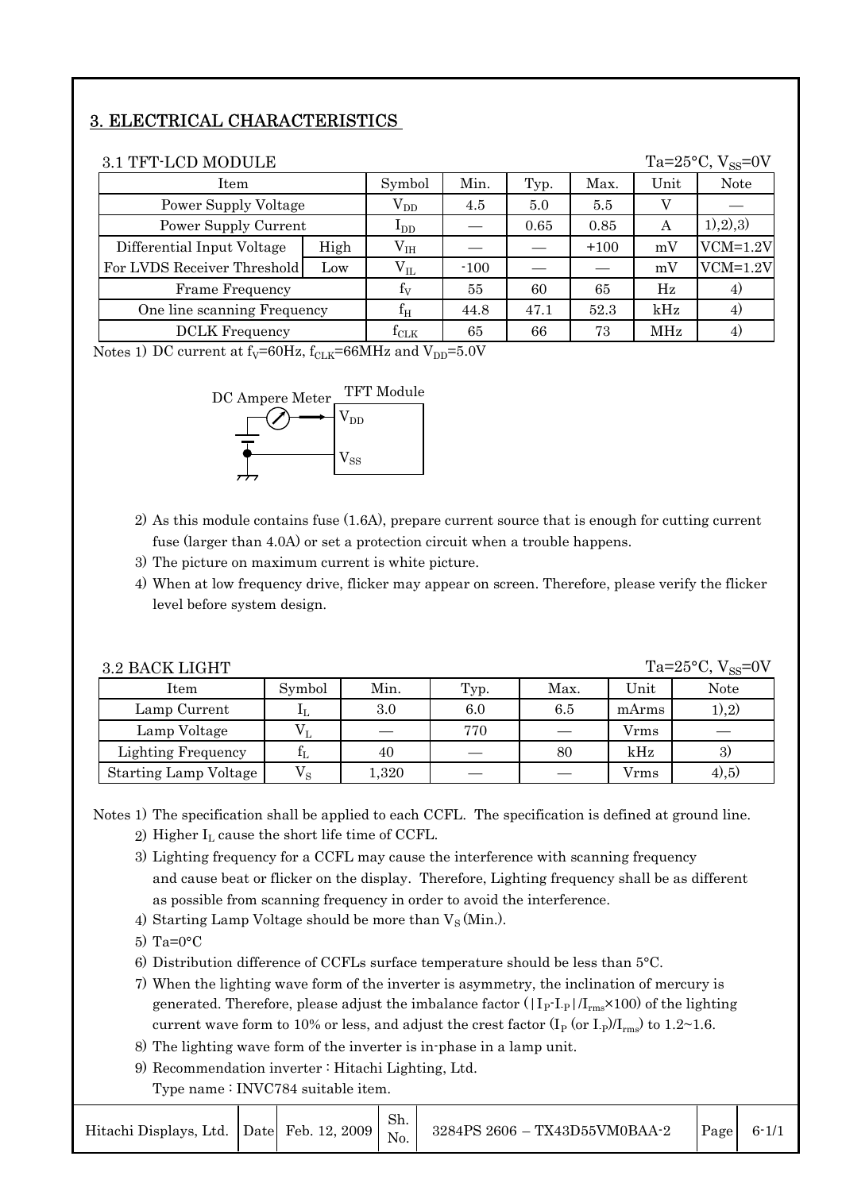## 3. ELECTRICAL CHARACTERISTICS

### 3.1 TFT-LCD MODULE

$Ta=25°C$, $V_{SS}=0V$

| Item | | Symbol | Min. | Typ. | Max. | Unit | Note |
|---|---|---|---|---|---|---|---|
| Power Supply Voltage | | $V_{DD}$ | 4.5 | 5.0 | 5.5 | V | — |
| Power Supply Current | | $I_{DD}$ | — | 0.65 | 0.85 | A | 1),2),3) |
| Differential Input Voltage For LVDS Receiver Threshold | High | $V_{IH}$ | — | — | +100 | mV | VCM=1.2V |
| | Low | $V_{IL}$ | -100 | — | — | mV | VCM=1.2V |
| Frame Frequency | | $f_V$ | 55 | 60 | 65 | Hz | 4) |
| One line scanning Frequency | | $f_H$ | 44.8 | 47.1 | 52.3 | kHz | 4) |
| DCLK Frequency | | $f_{CLK}$ | 65 | 66 | 73 | MHz | 4) |

Notes 1) DC current at $f_V$=60Hz, $f_{CLK}$=66MHz and $V_{DD}$=5.0V

DC Ampere Meter — TFT Module ($V_{DD}$, $V_{SS}$)

2) As this module contains fuse (1.6A), prepare current source that is enough for cutting current fuse (larger than 4.0A) or set a protection circuit when a trouble happens.

3) The picture on maximum current is white picture.

4) When at low frequency drive, flicker may appear on screen. Therefore, please verify the flicker level before system design.

### 3.2 BACK LIGHT

$Ta=25°C$, $V_{SS}=0V$

| Item | Symbol | Min. | Typ. | Max. | Unit | Note |
|---|---|---|---|---|---|---|
| Lamp Current | $I_L$ | 3.0 | 6.0 | 6.5 | mArms | 1),2) |
| Lamp Voltage | $V_L$ | — | 770 | — | Vrms | — |
| Lighting Frequency | $f_L$ | 40 | — | 80 | kHz | 3) |
| Starting Lamp Voltage | $V_S$ | 1,320 | — | — | Vrms | 4),5) |

Notes 1) The specification shall be applied to each CCFL. The specification is defined at ground line.

2) Higher $I_L$ cause the short life time of CCFL.

3) Lighting frequency for a CCFL may cause the interference with scanning frequency and cause beat or flicker on the display. Therefore, Lighting frequency shall be as different as possible from scanning frequency in order to avoid the interference.

4) Starting Lamp Voltage should be more than $V_S$ (Min.).

5) Ta=0°C

6) Distribution difference of CCFLs surface temperature should be less than 5°C.

7) When the lighting wave form of the inverter is asymmetry, the inclination of mercury is generated. Therefore, please adjust the imbalance factor ($|I_P - I_{-P}|/I_{rms} \times 100$) of the lighting current wave form to 10% or less, and adjust the crest factor ($I_P$ (or $I_{-P}$)/$I_{rms}$) to 1.2~1.6.

8) The lighting wave form of the inverter is in-phase in a lamp unit.

9) Recommendation inverter : Hitachi Lighting, Ltd.
Type name : INVC784 suitable item.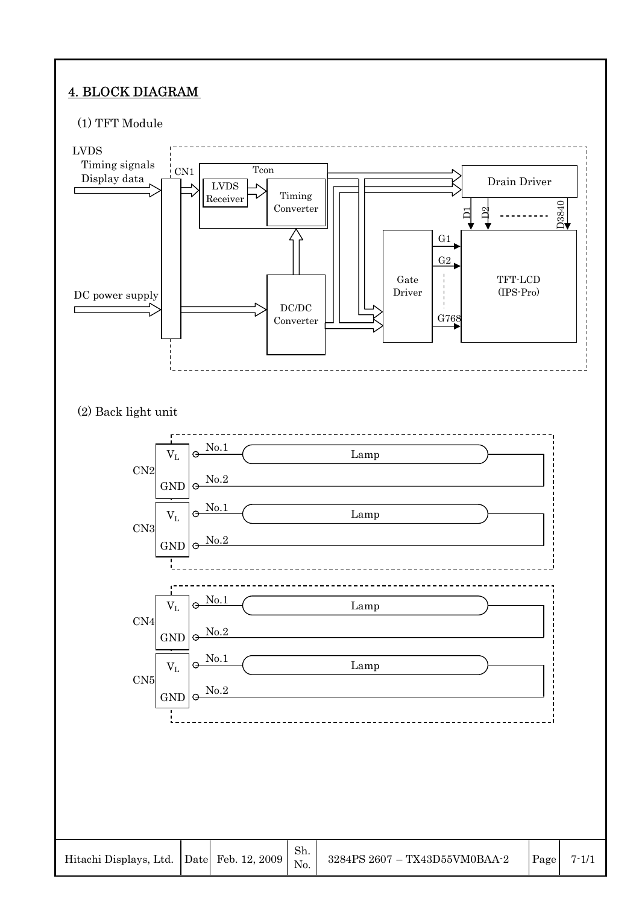## 4. BLOCK DIAGRAM

(1) TFT Module

LVDS
Timing signals
Display data

CN1

Tcon

LVDS Receiver

Timing Converter

Drain Driver

D1 D2 D3840

G1 G2 G768

Gate Driver

TFT-LCD (IPS-Pro)

DC power supply

DC/DC Converter

(2) Back light unit

CN2: $V_L$ No.1 — Lamp; GND No.2

CN3: $V_L$ No.1 — Lamp; GND No.2

CN4: $V_L$ No.1 — Lamp; GND No.2

CN5: $V_L$ No.1 — Lamp; GND No.2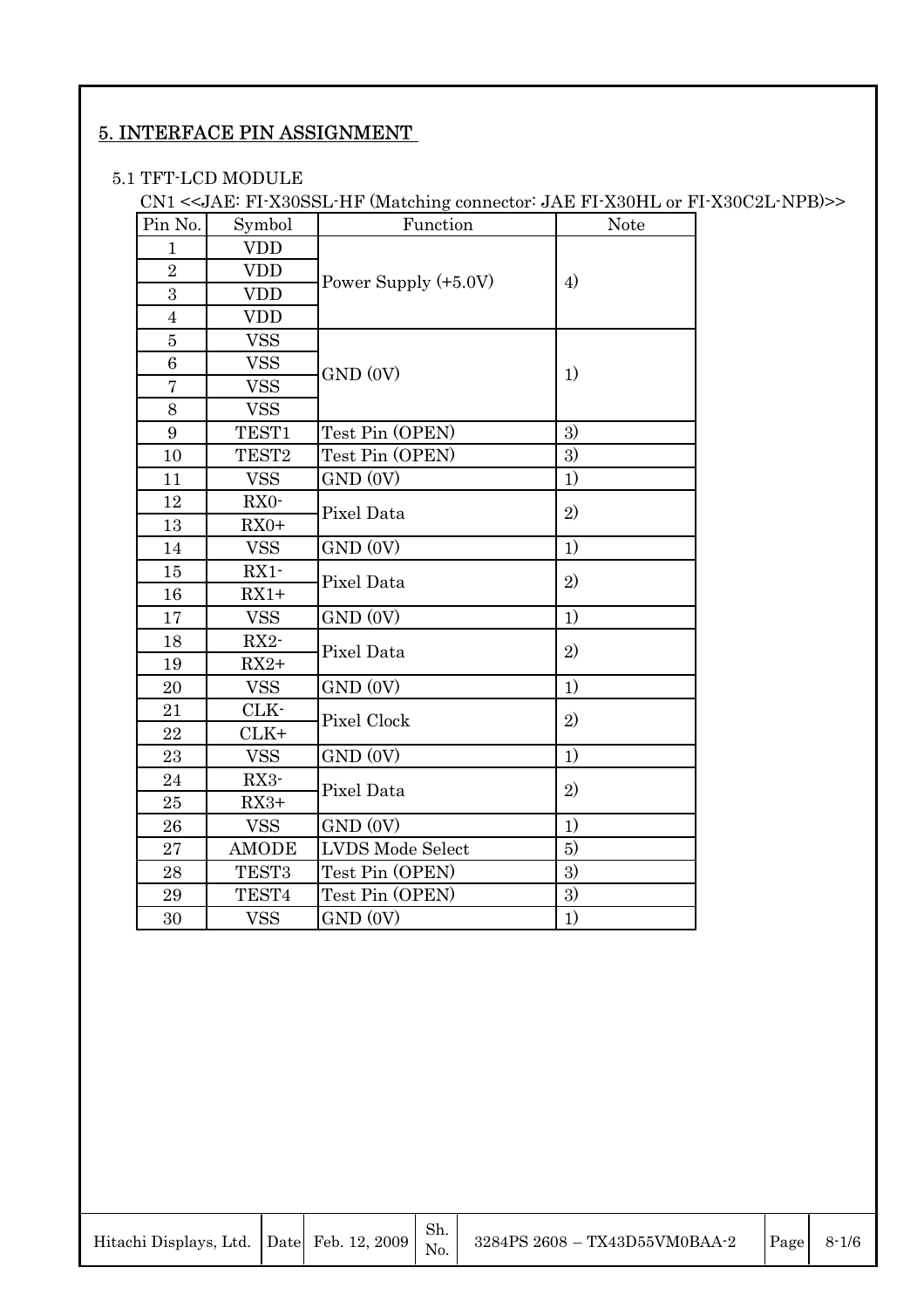# 5. INTERFACE PIN ASSIGNMENT

5.1 TFT-LCD MODULE

CN1 <<JAE: FI-X30SSL-HF (Matching connector: JAE FI-X30HL or FI-X30C2L-NPB)>>

| Pin No. | Symbol | Function | Note |
|---|---|---|---|
| 1 | VDD | Power Supply (+5.0V) | 4) |
| 2 | VDD | | |
| 3 | VDD | | |
| 4 | VDD | | |
| 5 | VSS | GND (0V) | 1) |
| 6 | VSS | | |
| 7 | VSS | | |
| 8 | VSS | | |
| 9 | TEST1 | Test Pin (OPEN) | 3) |
| 10 | TEST2 | Test Pin (OPEN) | 3) |
| 11 | VSS | GND (0V) | 1) |
| 12 | RX0- | Pixel Data | 2) |
| 13 | RX0+ | | |
| 14 | VSS | GND (0V) | 1) |
| 15 | RX1- | Pixel Data | 2) |
| 16 | RX1+ | | |
| 17 | VSS | GND (0V) | 1) |
| 18 | RX2- | Pixel Data | 2) |
| 19 | RX2+ | | |
| 20 | VSS | GND (0V) | 1) |
| 21 | CLK- | Pixel Clock | 2) |
| 22 | CLK+ | | |
| 23 | VSS | GND (0V) | 1) |
| 24 | RX3- | Pixel Data | 2) |
| 25 | RX3+ | | |
| 26 | VSS | GND (0V) | 1) |
| 27 | AMODE | LVDS Mode Select | 5) |
| 28 | TEST3 | Test Pin (OPEN) | 3) |
| 29 | TEST4 | Test Pin (OPEN) | 3) |
| 30 | VSS | GND (0V) | 1) |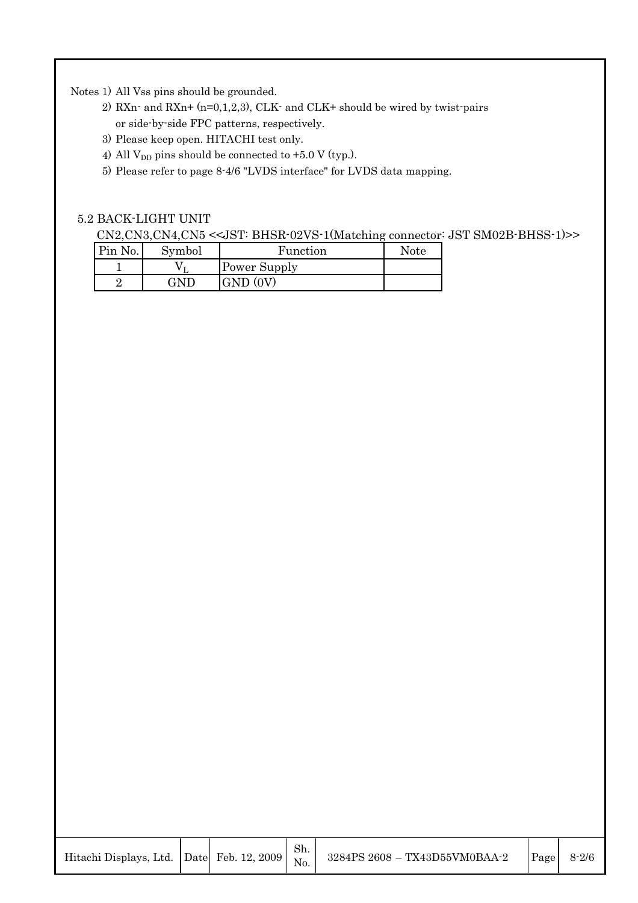Notes 1) All Vss pins should be grounded.

2) RXn- and RXn+ (n=0,1,2,3), CLK- and CLK+ should be wired by twist-pairs or side-by-side FPC patterns, respectively.

3) Please keep open. HITACHI test only.

4) All $V_{DD}$ pins should be connected to +5.0 V (typ.).

5) Please refer to page 8-4/6 "LVDS interface" for LVDS data mapping.

## 5.2 BACK-LIGHT UNIT

CN2,CN3,CN4,CN5 <<JST: BHSR-02VS-1(Matching connector: JST SM02B-BHSS-1)>>

| Pin No. | Symbol | Function | Note |
|---|---|---|---|
| 1 | $V_L$ | Power Supply | |
| 2 | GND | GND (0V) | |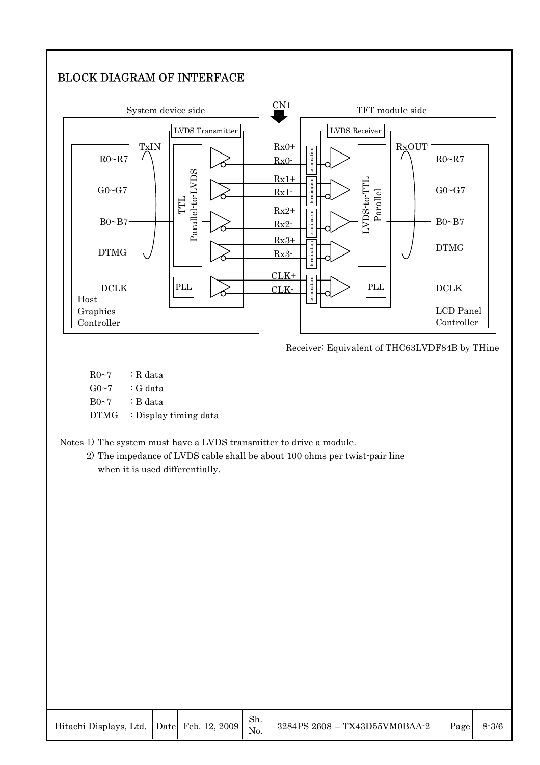## BLOCK DIAGRAM OF INTERFACE

System device side | CN1 | TFT module side

LVDS Transmitter — TxIN — TTL Parallel-to-LVDS — Rx0+, Rx0-, Rx1+, Rx1-, Rx2+, Rx2-, Rx3+, Rx3-, CLK+, CLK- — termination — LVDS Receiver — LVDS-to-TTL Parallel — RxOUT

Host Graphics Controller: R0~R7, G0~G7, B0~B7, DTMG, DCLK (PLL)

LCD Panel Controller: R0~R7, G0~G7, B0~B7, DTMG, DCLK (PLL)

Receiver: Equivalent of THC63LVDF84B by THine

R0~7 : R data

G0~7 : G data

B0~7 : B data

DTMG : Display timing data

Notes 1) The system must have a LVDS transmitter to drive a module.

2) The impedance of LVDS cable shall be about 100 ohms per twist-pair line when it is used differentially.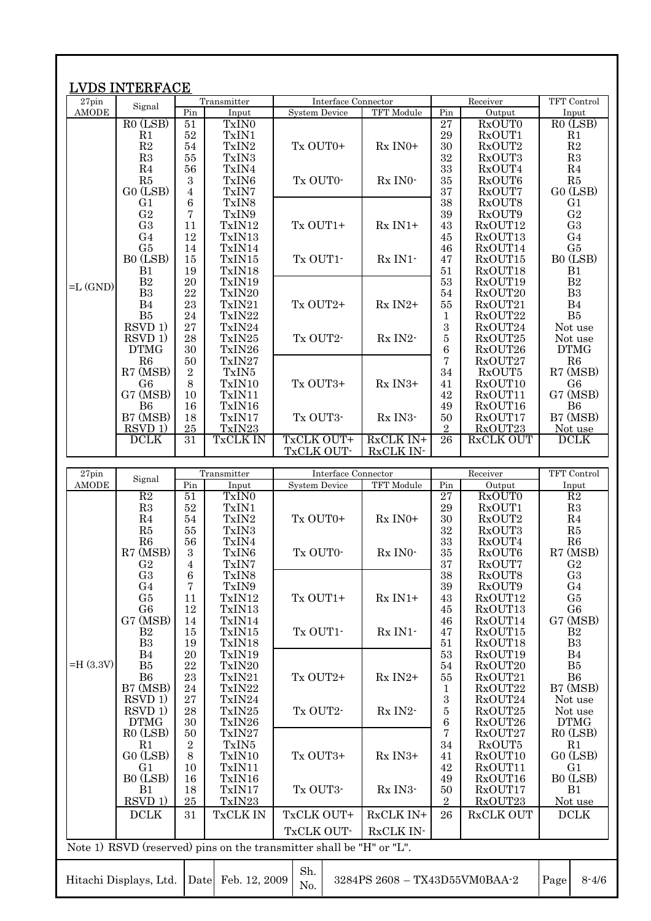## LVDS INTERFACE

| 27pin AMODE | Signal | Transmitter Pin | Transmitter Input | Interface Connector System Device | Interface Connector TFT Module | Receiver Pin | Receiver Output | TFT Control Input |
|---|---|---|---|---|---|---|---|---|
| =L (GND) | R0 (LSB) | 51 | TxIN0 | Tx OUT0+ | Rx IN0+ | 27 | RxOUT0 | R0 (LSB) |
| | R1 | 52 | TxIN1 | | | 29 | RxOUT1 | R1 |
| | R2 | 54 | TxIN2 | | | 30 | RxOUT2 | R2 |
| | R3 | 55 | TxIN3 | | | 32 | RxOUT3 | R3 |
| | R4 | 56 | TxIN4 | Tx OUT0- | Rx IN0- | 33 | RxOUT4 | R4 |
| | R5 | 3 | TxIN6 | | | 35 | RxOUT6 | R5 |
| | G0 (LSB) | 4 | TxIN7 | | | 37 | RxOUT7 | G0 (LSB) |
| | G1 | 6 | TxIN8 | Tx OUT1+ | Rx IN1+ | 38 | RxOUT8 | G1 |
| | G2 | 7 | TxIN9 | | | 39 | RxOUT9 | G2 |
| | G3 | 11 | TxIN12 | | | 43 | RxOUT12 | G3 |
| | G4 | 12 | TxIN13 | | | 45 | RxOUT13 | G4 |
| | G5 | 14 | TxIN14 | Tx OUT1- | Rx IN1- | 46 | RxOUT14 | G5 |
| | B0 (LSB) | 15 | TxIN15 | | | 47 | RxOUT15 | B0 (LSB) |
| | B1 | 19 | TxIN18 | | | 51 | RxOUT18 | B1 |
| | B2 | 20 | TxIN19 | Tx OUT2+ | Rx IN2+ | 53 | RxOUT19 | B2 |
| | B3 | 22 | TxIN20 | | | 54 | RxOUT20 | B3 |
| | B4 | 23 | TxIN21 | | | 55 | RxOUT21 | B4 |
| | B5 | 24 | TxIN22 | | | 1 | RxOUT22 | B5 |
| | RSVD 1) | 27 | TxIN24 | Tx OUT2- | Rx IN2- | 3 | RxOUT24 | Not use |
| | RSVD 1) | 28 | TxIN25 | | | 5 | RxOUT25 | Not use |
| | DTMG | 30 | TxIN26 | | | 6 | RxOUT26 | DTMG |
| | R6 | 50 | TxIN27 | Tx OUT3+ | Rx IN3+ | 7 | RxOUT27 | R6 |
| | R7 (MSB) | 2 | TxIN5 | | | 34 | RxOUT5 | R7 (MSB) |
| | G6 | 8 | TxIN10 | | | 41 | RxOUT10 | G6 |
| | G7 (MSB) | 10 | TxIN11 | | | 42 | RxOUT11 | G7 (MSB) |
| | B6 | 16 | TxIN16 | Tx OUT3- | Rx IN3- | 49 | RxOUT16 | B6 |
| | B7 (MSB) | 18 | TxIN17 | | | 50 | RxOUT17 | B7 (MSB) |
| | RSVD 1) | 25 | TxIN23 | | | 2 | RxOUT23 | Not use |
| | DCLK | 31 | TxCLK IN | TxCLK OUT+ TxCLK OUT- | RxCLK IN+ RxCLK IN- | 26 | RxCLK OUT | DCLK |

| 27pin AMODE | Signal | Transmitter Pin | Transmitter Input | Interface Connector System Device | Interface Connector TFT Module | Receiver Pin | Receiver Output | TFT Control Input |
|---|---|---|---|---|---|---|---|---|
| =H (3.3V) | R2 | 51 | TxIN0 | Tx OUT0+ | Rx IN0+ | 27 | RxOUT0 | R2 |
| | R3 | 52 | TxIN1 | | | 29 | RxOUT1 | R3 |
| | R4 | 54 | TxIN2 | | | 30 | RxOUT2 | R4 |
| | R5 | 55 | TxIN3 | | | 32 | RxOUT3 | R5 |
| | R6 | 56 | TxIN4 | Tx OUT0- | Rx IN0- | 33 | RxOUT4 | R6 |
| | R7 (MSB) | 3 | TxIN6 | | | 35 | RxOUT6 | R7 (MSB) |
| | G2 | 4 | TxIN7 | | | 37 | RxOUT7 | G2 |
| | G3 | 6 | TxIN8 | Tx OUT1+ | Rx IN1+ | 38 | RxOUT8 | G3 |
| | G4 | 7 | TxIN9 | | | 39 | RxOUT9 | G4 |
| | G5 | 11 | TxIN12 | | | 43 | RxOUT12 | G5 |
| | G6 | 12 | TxIN13 | | | 45 | RxOUT13 | G6 |
| | G7 (MSB) | 14 | TxIN14 | Tx OUT1- | Rx IN1- | 46 | RxOUT14 | G7 (MSB) |
| | B2 | 15 | TxIN15 | | | 47 | RxOUT15 | B2 |
| | B3 | 19 | TxIN18 | | | 51 | RxOUT18 | B3 |
| | B4 | 20 | TxIN19 | Tx OUT2+ | Rx IN2+ | 53 | RxOUT19 | B4 |
| | B5 | 22 | TxIN20 | | | 54 | RxOUT20 | B5 |
| | B6 | 23 | TxIN21 | | | 55 | RxOUT21 | B6 |
| | B7 (MSB) | 24 | TxIN22 | | | 1 | RxOUT22 | B7 (MSB) |
| | RSVD 1) | 27 | TxIN24 | Tx OUT2- | Rx IN2- | 3 | RxOUT24 | Not use |
| | RSVD 1) | 28 | TxIN25 | | | 5 | RxOUT25 | Not use |
| | DTMG | 30 | TxIN26 | | | 6 | RxOUT26 | DTMG |
| | R0 (LSB) | 50 | TxIN27 | Tx OUT3+ | Rx IN3+ | 7 | RxOUT27 | R0 (LSB) |
| | R1 | 2 | TxIN5 | | | 34 | RxOUT5 | R1 |
| | G0 (LSB) | 8 | TxIN10 | | | 41 | RxOUT10 | G0 (LSB) |
| | G1 | 10 | TxIN11 | | | 42 | RxOUT11 | G1 |
| | B0 (LSB) | 16 | TxIN16 | Tx OUT3- | Rx IN3- | 49 | RxOUT16 | B0 (LSB) |
| | B1 | 18 | TxIN17 | | | 50 | RxOUT17 | B1 |
| | RSVD 1) | 25 | TxIN23 | | | 2 | RxOUT23 | Not use |
| | DCLK | 31 | TxCLK IN | TxCLK OUT+ TxCLK OUT- | RxCLK IN+ RxCLK IN- | 26 | RxCLK OUT | DCLK |

Note 1) RSVD (reserved) pins on the transmitter shall be "H" or "L".

| Hitachi Displays, Ltd. | Date | Feb. 12, 2009 | Sh. No. | 3284PS 2608 – TX43D55VM0BAA-2 | Page | 8-4/6 |
|---|---|---|---|---|---|---|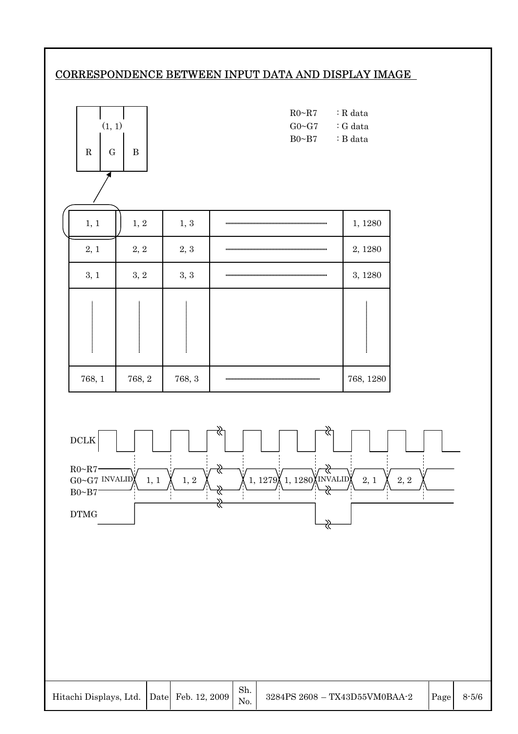## CORRESPONDENCE BETWEEN INPUT DATA AND DISPLAY IMAGE

(1, 1)

| R | G | B |
|---|---|---|

R0~R7 : R data
G0~G7 : G data
B0~B7 : B data

| 1, 1 | 1, 2 | 1, 3 | ······ | 1, 1280 |
|---|---|---|---|---|
| 2, 1 | 2, 2 | 2, 3 | ······ | 2, 1280 |
| 3, 1 | 3, 2 | 3, 3 | ······ | 3, 1280 |
| ⋮ | ⋮ | ⋮ | | ⋮ |
| 768, 1 | 768, 2 | 768, 3 | ······ | 768, 1280 |

DCLK

R0~R7
G0~G7 INVALID | 1, 1 | 1, 2 | ... | 1, 1279 | 1, 1280 | INVALID | 2, 1 | 2, 2
B0~B7

DTMG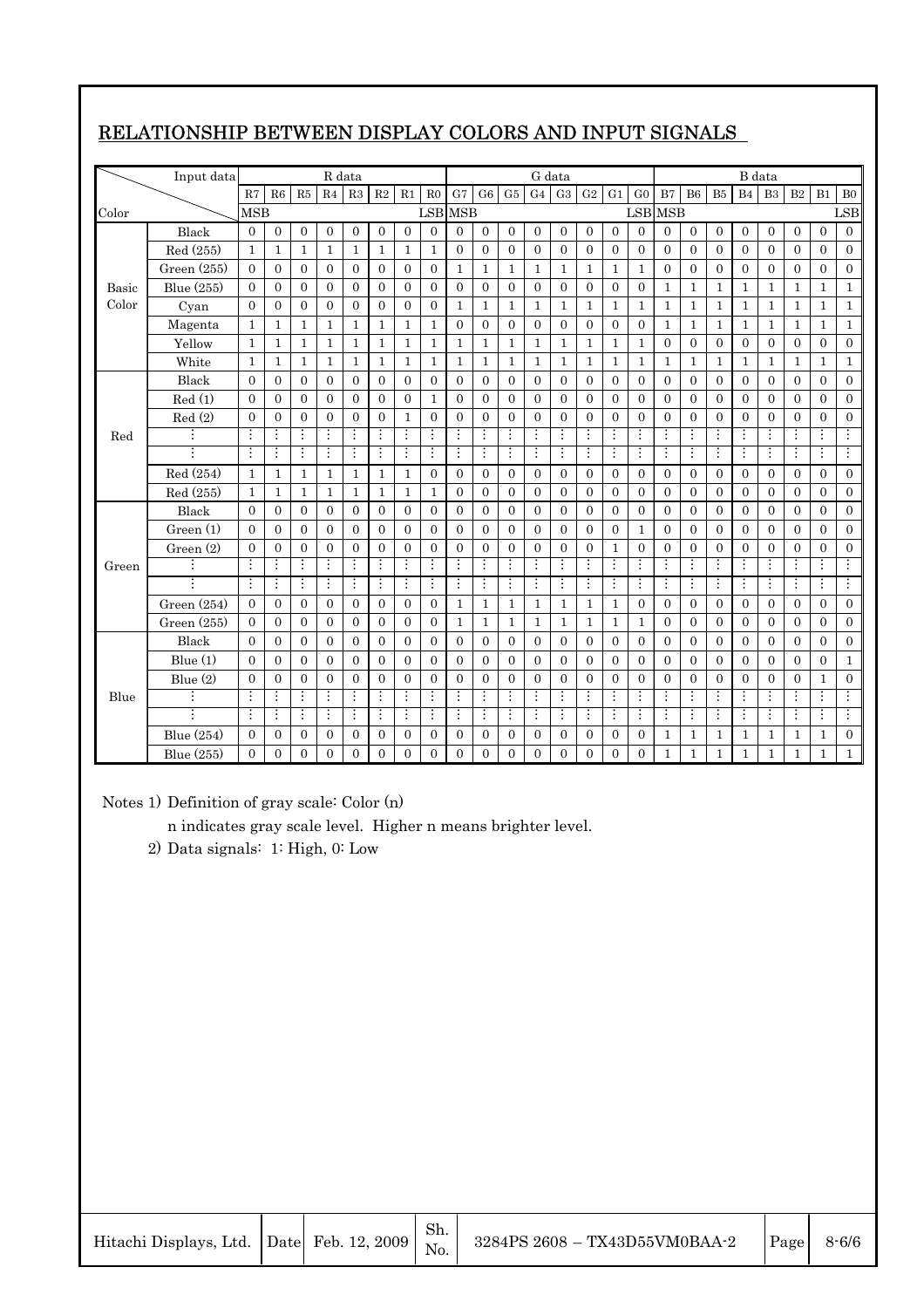## RELATIONSHIP BETWEEN DISPLAY COLORS AND INPUT SIGNALS

| Color | Input data | R7 | R6 | R5 | R4 | R3 | R2 | R1 | R0 | G7 | G6 | G5 | G4 | G3 | G2 | G1 | G0 | B7 | B6 | B5 | B4 | B3 | B2 | B1 | B0 |
|---|---|---|---|---|---|---|---|---|---|---|---|---|---|---|---|---|---|---|---|---|---|---|---|---|---|
| | | MSB | | | | | | | LSB | MSB | | | | | | | LSB | MSB | | | | | | | LSB |
| Basic Color | Black | 0 | 0 | 0 | 0 | 0 | 0 | 0 | 0 | 0 | 0 | 0 | 0 | 0 | 0 | 0 | 0 | 0 | 0 | 0 | 0 | 0 | 0 | 0 | 0 |
| | Red (255) | 1 | 1 | 1 | 1 | 1 | 1 | 1 | 1 | 0 | 0 | 0 | 0 | 0 | 0 | 0 | 0 | 0 | 0 | 0 | 0 | 0 | 0 | 0 | 0 |
| | Green (255) | 0 | 0 | 0 | 0 | 0 | 0 | 0 | 0 | 1 | 1 | 1 | 1 | 1 | 1 | 1 | 1 | 0 | 0 | 0 | 0 | 0 | 0 | 0 | 0 |
| | Blue (255) | 0 | 0 | 0 | 0 | 0 | 0 | 0 | 0 | 0 | 0 | 0 | 0 | 0 | 0 | 0 | 0 | 1 | 1 | 1 | 1 | 1 | 1 | 1 | 1 |
| | Cyan | 0 | 0 | 0 | 0 | 0 | 0 | 0 | 0 | 1 | 1 | 1 | 1 | 1 | 1 | 1 | 1 | 1 | 1 | 1 | 1 | 1 | 1 | 1 | 1 |
| | Magenta | 1 | 1 | 1 | 1 | 1 | 1 | 1 | 1 | 0 | 0 | 0 | 0 | 0 | 0 | 0 | 0 | 1 | 1 | 1 | 1 | 1 | 1 | 1 | 1 |
| | Yellow | 1 | 1 | 1 | 1 | 1 | 1 | 1 | 1 | 1 | 1 | 1 | 1 | 1 | 1 | 1 | 1 | 0 | 0 | 0 | 0 | 0 | 0 | 0 | 0 |
| | White | 1 | 1 | 1 | 1 | 1 | 1 | 1 | 1 | 1 | 1 | 1 | 1 | 1 | 1 | 1 | 1 | 1 | 1 | 1 | 1 | 1 | 1 | 1 | 1 |
| Red | Black | 0 | 0 | 0 | 0 | 0 | 0 | 0 | 0 | 0 | 0 | 0 | 0 | 0 | 0 | 0 | 0 | 0 | 0 | 0 | 0 | 0 | 0 | 0 | 0 |
| | Red (1) | 0 | 0 | 0 | 0 | 0 | 0 | 0 | 1 | 0 | 0 | 0 | 0 | 0 | 0 | 0 | 0 | 0 | 0 | 0 | 0 | 0 | 0 | 0 | 0 |
| | Red (2) | 0 | 0 | 0 | 0 | 0 | 0 | 1 | 0 | 0 | 0 | 0 | 0 | 0 | 0 | 0 | 0 | 0 | 0 | 0 | 0 | 0 | 0 | 0 | 0 |
| | ⋮ | ⋮ | ⋮ | ⋮ | ⋮ | ⋮ | ⋮ | ⋮ | ⋮ | ⋮ | ⋮ | ⋮ | ⋮ | ⋮ | ⋮ | ⋮ | ⋮ | ⋮ | ⋮ | ⋮ | ⋮ | ⋮ | ⋮ | ⋮ | ⋮ |
| | ⋮ | ⋮ | ⋮ | ⋮ | ⋮ | ⋮ | ⋮ | ⋮ | ⋮ | ⋮ | ⋮ | ⋮ | ⋮ | ⋮ | ⋮ | ⋮ | ⋮ | ⋮ | ⋮ | ⋮ | ⋮ | ⋮ | ⋮ | ⋮ | ⋮ |
| | Red (254) | 1 | 1 | 1 | 1 | 1 | 1 | 1 | 0 | 0 | 0 | 0 | 0 | 0 | 0 | 0 | 0 | 0 | 0 | 0 | 0 | 0 | 0 | 0 | 0 |
| | Red (255) | 1 | 1 | 1 | 1 | 1 | 1 | 1 | 1 | 0 | 0 | 0 | 0 | 0 | 0 | 0 | 0 | 0 | 0 | 0 | 0 | 0 | 0 | 0 | 0 |
| Green | Black | 0 | 0 | 0 | 0 | 0 | 0 | 0 | 0 | 0 | 0 | 0 | 0 | 0 | 0 | 0 | 0 | 0 | 0 | 0 | 0 | 0 | 0 | 0 | 0 |
| | Green (1) | 0 | 0 | 0 | 0 | 0 | 0 | 0 | 0 | 0 | 0 | 0 | 0 | 0 | 0 | 0 | 1 | 0 | 0 | 0 | 0 | 0 | 0 | 0 | 0 |
| | Green (2) | 0 | 0 | 0 | 0 | 0 | 0 | 0 | 0 | 0 | 0 | 0 | 0 | 0 | 0 | 1 | 0 | 0 | 0 | 0 | 0 | 0 | 0 | 0 | 0 |
| | ⋮ | ⋮ | ⋮ | ⋮ | ⋮ | ⋮ | ⋮ | ⋮ | ⋮ | ⋮ | ⋮ | ⋮ | ⋮ | ⋮ | ⋮ | ⋮ | ⋮ | ⋮ | ⋮ | ⋮ | ⋮ | ⋮ | ⋮ | ⋮ | ⋮ |
| | ⋮ | ⋮ | ⋮ | ⋮ | ⋮ | ⋮ | ⋮ | ⋮ | ⋮ | ⋮ | ⋮ | ⋮ | ⋮ | ⋮ | ⋮ | ⋮ | ⋮ | ⋮ | ⋮ | ⋮ | ⋮ | ⋮ | ⋮ | ⋮ | ⋮ |
| | Green (254) | 0 | 0 | 0 | 0 | 0 | 0 | 0 | 0 | 1 | 1 | 1 | 1 | 1 | 1 | 1 | 0 | 0 | 0 | 0 | 0 | 0 | 0 | 0 | 0 |
| | Green (255) | 0 | 0 | 0 | 0 | 0 | 0 | 0 | 0 | 1 | 1 | 1 | 1 | 1 | 1 | 1 | 1 | 0 | 0 | 0 | 0 | 0 | 0 | 0 | 0 |
| Blue | Black | 0 | 0 | 0 | 0 | 0 | 0 | 0 | 0 | 0 | 0 | 0 | 0 | 0 | 0 | 0 | 0 | 0 | 0 | 0 | 0 | 0 | 0 | 0 | 0 |
| | Blue (1) | 0 | 0 | 0 | 0 | 0 | 0 | 0 | 0 | 0 | 0 | 0 | 0 | 0 | 0 | 0 | 0 | 0 | 0 | 0 | 0 | 0 | 0 | 0 | 1 |
| | Blue (2) | 0 | 0 | 0 | 0 | 0 | 0 | 0 | 0 | 0 | 0 | 0 | 0 | 0 | 0 | 0 | 0 | 0 | 0 | 0 | 0 | 0 | 0 | 1 | 0 |
| | ⋮ | ⋮ | ⋮ | ⋮ | ⋮ | ⋮ | ⋮ | ⋮ | ⋮ | ⋮ | ⋮ | ⋮ | ⋮ | ⋮ | ⋮ | ⋮ | ⋮ | ⋮ | ⋮ | ⋮ | ⋮ | ⋮ | ⋮ | ⋮ | ⋮ |
| | ⋮ | ⋮ | ⋮ | ⋮ | ⋮ | ⋮ | ⋮ | ⋮ | ⋮ | ⋮ | ⋮ | ⋮ | ⋮ | ⋮ | ⋮ | ⋮ | ⋮ | ⋮ | ⋮ | ⋮ | ⋮ | ⋮ | ⋮ | ⋮ | ⋮ |
| | Blue (254) | 0 | 0 | 0 | 0 | 0 | 0 | 0 | 0 | 0 | 0 | 0 | 0 | 0 | 0 | 0 | 0 | 1 | 1 | 1 | 1 | 1 | 1 | 1 | 0 |
| | Blue (255) | 0 | 0 | 0 | 0 | 0 | 0 | 0 | 0 | 0 | 0 | 0 | 0 | 0 | 0 | 0 | 0 | 1 | 1 | 1 | 1 | 1 | 1 | 1 | 1 |

Notes 1) Definition of gray scale: Color (n)

n indicates gray scale level. Higher n means brighter level.

2) Data signals: 1: High, 0: Low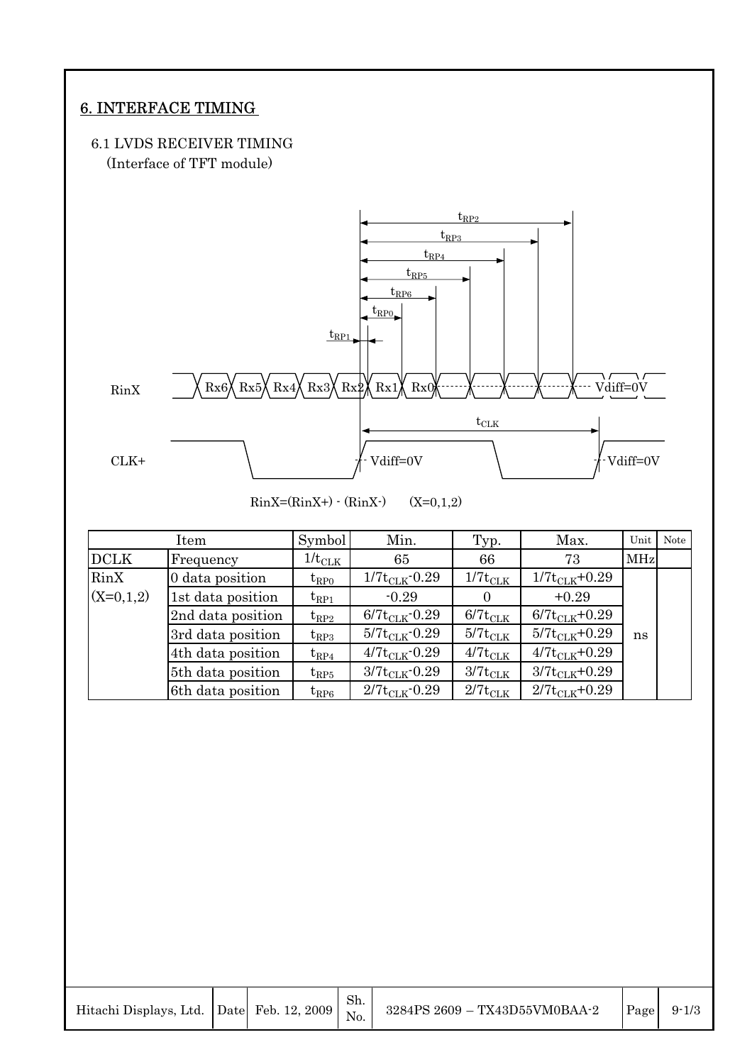## 6. INTERFACE TIMING

### 6.1 LVDS RECEIVER TIMING

(Interface of TFT module)

$t_{RP2}$, $t_{RP3}$, $t_{RP4}$, $t_{RP5}$, $t_{RP6}$, $t_{RP0}$, $t_{RP1}$

RinX: Rx6 Rx5 Rx4 Rx3 Rx2 Rx1 Rx0 Vdiff=0V

$t_{CLK}$

CLK+: Vdiff=0V Vdiff=0V

RinX=(RinX+) - (RinX-) (X=0,1,2)

| Item | | Symbol | Min. | Typ. | Max. | Unit | Note |
|---|---|---|---|---|---|---|---|
| DCLK | Frequency | $1/t_{CLK}$ | 65 | 66 | 73 | MHz | |
| RinX (X=0,1,2) | 0 data position | $t_{RP0}$ | $1/7t_{CLK}$-0.29 | $1/7t_{CLK}$ | $1/7t_{CLK}$+0.29 | ns | |
| | 1st data position | $t_{RP1}$ | -0.29 | 0 | +0.29 | ns | |
| | 2nd data position | $t_{RP2}$ | $6/7t_{CLK}$-0.29 | $6/7t_{CLK}$ | $6/7t_{CLK}$+0.29 | ns | |
| | 3rd data position | $t_{RP3}$ | $5/7t_{CLK}$-0.29 | $5/7t_{CLK}$ | $5/7t_{CLK}$+0.29 | ns | |
| | 4th data position | $t_{RP4}$ | $4/7t_{CLK}$-0.29 | $4/7t_{CLK}$ | $4/7t_{CLK}$+0.29 | ns | |
| | 5th data position | $t_{RP5}$ | $3/7t_{CLK}$-0.29 | $3/7t_{CLK}$ | $3/7t_{CLK}$+0.29 | ns | |
| | 6th data position | $t_{RP6}$ | $2/7t_{CLK}$-0.29 | $2/7t_{CLK}$ | $2/7t_{CLK}$+0.29 | ns | |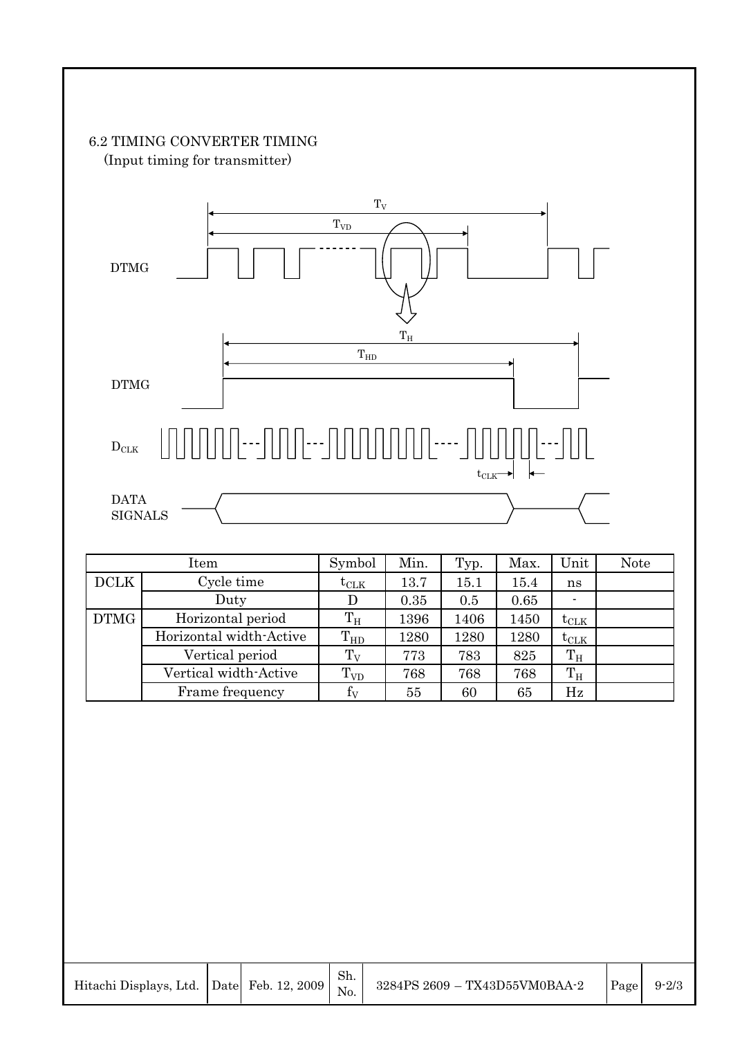### 6.2 TIMING CONVERTER TIMING

(Input timing for transmitter)

DTMG

$T_V$

$T_{VD}$

DTMG

$T_H$

$T_{HD}$

$D_{CLK}$

$t_{CLK}$

DATA SIGNALS

| Item | | Symbol | Min. | Typ. | Max. | Unit | Note |
|---|---|---|---|---|---|---|---|
| DCLK | Cycle time | $t_{CLK}$ | 13.7 | 15.1 | 15.4 | ns | |
| | Duty | D | 0.35 | 0.5 | 0.65 | - | |
| DTMG | Horizontal period | $T_H$ | 1396 | 1406 | 1450 | $t_{CLK}$ | |
| | Horizontal width-Active | $T_{HD}$ | 1280 | 1280 | 1280 | $t_{CLK}$ | |
| | Vertical period | $T_V$ | 773 | 783 | 825 | $T_H$ | |
| | Vertical width-Active | $T_{VD}$ | 768 | 768 | 768 | $T_H$ | |
| | Frame frequency | $f_V$ | 55 | 60 | 65 | Hz | |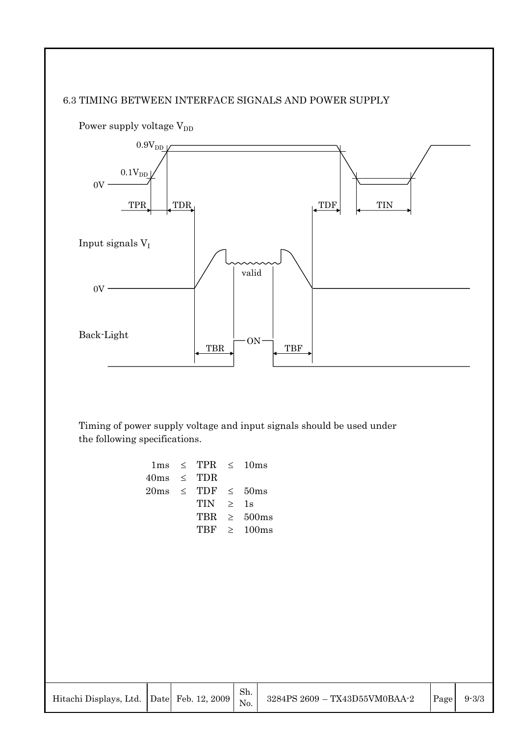### 6.3 TIMING BETWEEN INTERFACE SIGNALS AND POWER SUPPLY

Power supply voltage $V_{DD}$

$0.9V_{DD}$

$0.1V_{DD}$

0V

TPR TDR TDF TIN

Input signals $V_I$

valid

0V

Back-Light

TBR ON TBF

Timing of power supply voltage and input signals should be used under the following specifications.

$1ms \leq TPR \leq 10ms$

$40ms \leq TDR$

$20ms \leq TDF \leq 50ms$

$TIN \geq 1s$

$TBR \geq 500ms$

$TBF \geq 100ms$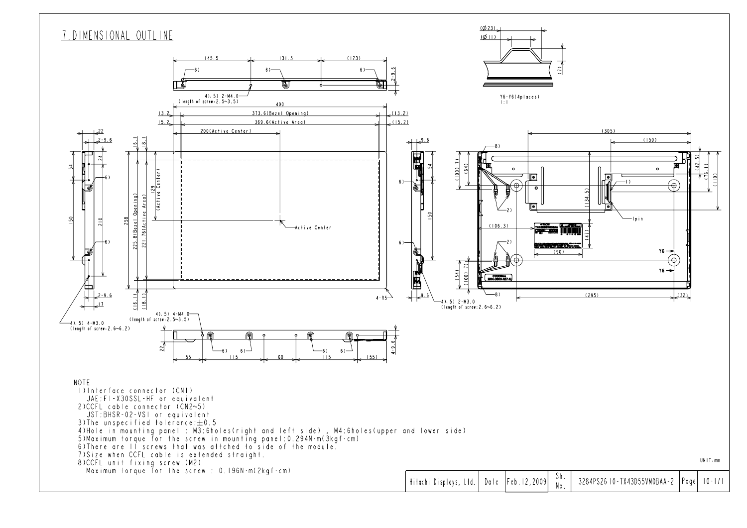## 7. DIMENSIONAL OUTLINE

NOTE

1) Interface connector (CN1)
   JAE:FI-X30SSL-HF or equivalent
2) CCFL cable connector (CN2~5)
   JST:BHSR-02-VS1 or equivalent
3) The unspecified tolerance: ±0.5
4) Hole in mounting panel : M3:6holes(right and left side) , M4:6holes(upper and lower side)
5) Maximum torque for the screw in mounting panel:0.294N·m(3kgf·cm)
6) There are 11 screws that was attched to side of the module.
7) Size when CCFL cable is extended straight.
8) CCFL unit fixing screw.(M2)
   Maximum torque for the screw : 0.196N·m(2kgf·cm)

UNIT:mm

| Hitachi Displays, Ltd. | Date | Feb.12,2009 | Sh. No. | 3284PS2610-TX43D55VM0BAA-2 | Page | 10-1/1 |
|---|---|---|---|---|---|---|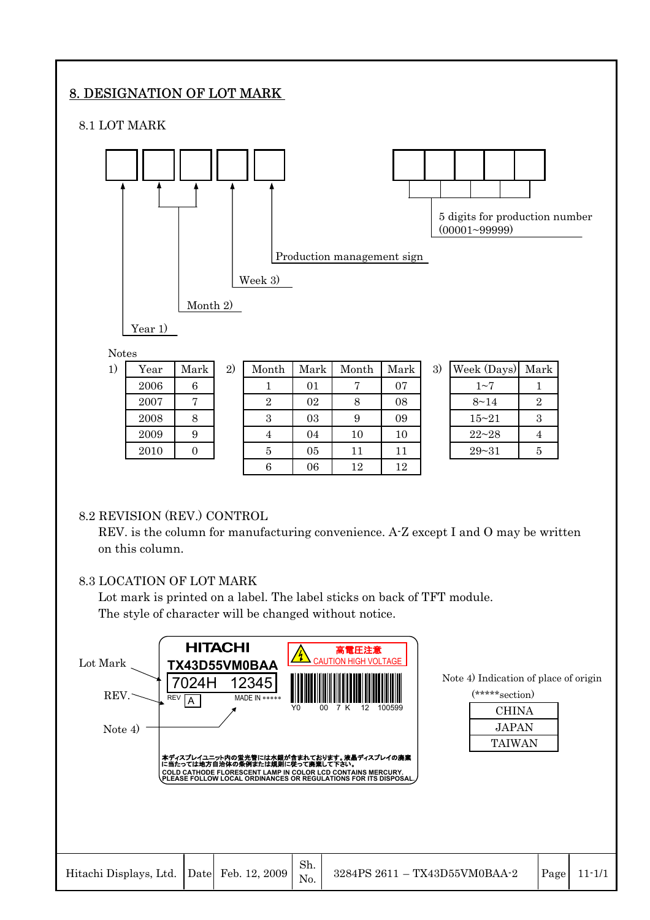## 8. DESIGNATION OF LOT MARK

### 8.1 LOT MARK

Year 1)

Month 2)

Week 3)

Production management sign

5 digits for production number (00001~99999)

Notes

1)

| Year | Mark |
|---|---|
| 2006 | 6 |
| 2007 | 7 |
| 2008 | 8 |
| 2009 | 9 |
| 2010 | 0 |

2)

| Month | Mark | Month | Mark |
|---|---|---|---|
| 1 | 01 | 7 | 07 |
| 2 | 02 | 8 | 08 |
| 3 | 03 | 9 | 09 |
| 4 | 04 | 10 | 10 |
| 5 | 05 | 11 | 11 |
| 6 | 06 | 12 | 12 |

3)

| Week (Days) | Mark |
|---|---|
| 1~7 | 1 |
| 8~14 | 2 |
| 15~21 | 3 |
| 22~28 | 4 |
| 29~31 | 5 |

### 8.2 REVISION (REV.) CONTROL

REV. is the column for manufacturing convenience. A-Z except I and O may be written on this column.

### 8.3 LOCATION OF LOT MARK

Lot mark is printed on a label. The label sticks on back of TFT module.
The style of character will be changed without notice.

Lot Mark

REV.

Note 4)

HITACHI
TX43D55VM0BAA
7024H 12345
REV A
MADE IN *****
高電圧注意
CAUTION HIGH VOLTAGE
Y0 00 7 K 12 100599

本ディスプレイユニット内の蛍光管には水銀が含まれております。液晶ディスプレイの廃棄に当たっては地方自治体の条例または規則に従って廃棄して下さい。
COLD CATHODE FLORESCENT LAMP IN COLOR LCD CONTAINS MERCURY.
PLEASE FOLLOW LOCAL ORDINANCES OR REGULATIONS FOR ITS DISPOSAL.

Note 4) Indication of place of origin (*****section)

| |
|---|
| CHINA |
| JAPAN |
| TAIWAN |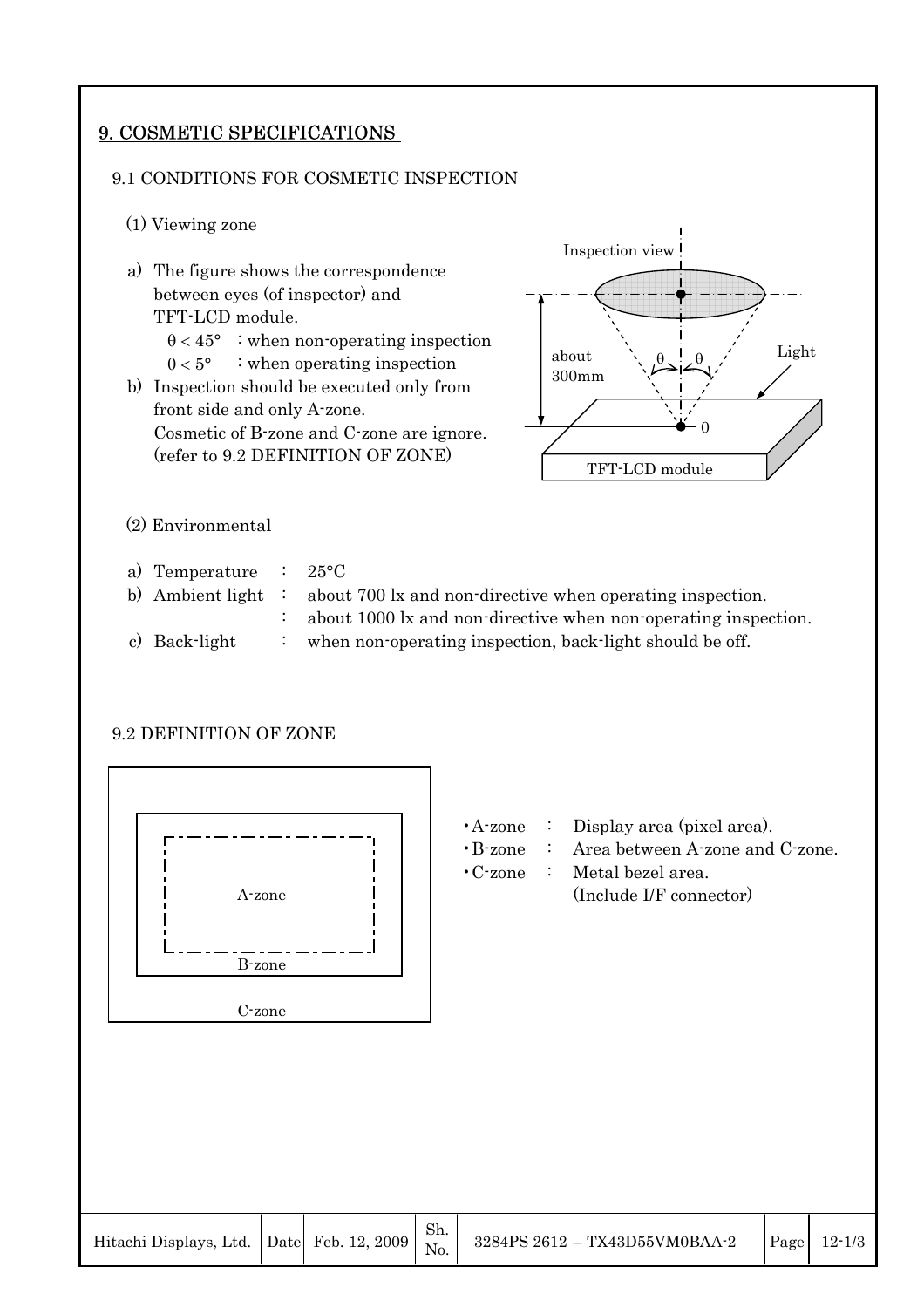## 9. COSMETIC SPECIFICATIONS

### 9.1 CONDITIONS FOR COSMETIC INSPECTION

(1) Viewing zone

a) The figure shows the correspondence between eyes (of inspector) and TFT-LCD module.
   - $\theta < 45°$ : when non-operating inspection
   - $\theta < 5°$ : when operating inspection

b) Inspection should be executed only from front side and only A-zone.
   Cosmetic of B-zone and C-zone are ignore.
   (refer to 9.2 DEFINITION OF ZONE)

(2) Environmental

a) Temperature : 25°C

b) Ambient light : about 700 lx and non-directive when operating inspection.
   : about 1000 lx and non-directive when non-operating inspection.

c) Back-light : when non-operating inspection, back-light should be off.

### 9.2 DEFINITION OF ZONE

- A-zone : Display area (pixel area).
- B-zone : Area between A-zone and C-zone.
- C-zone : Metal bezel area.
  (Include I/F connector)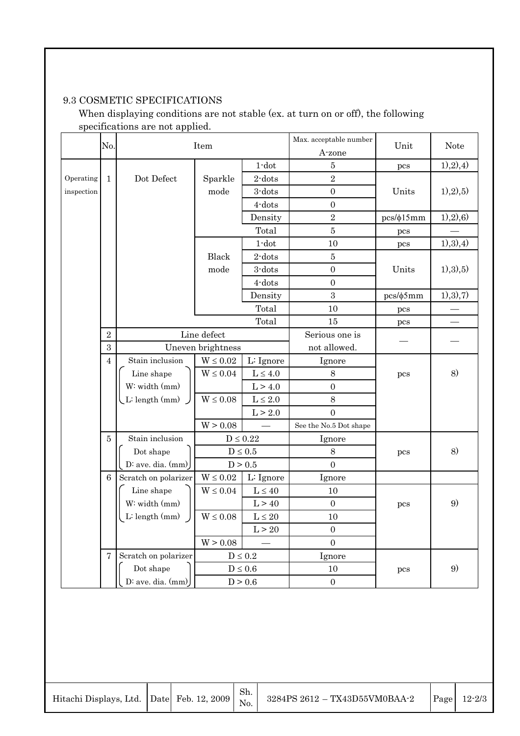9.3 COSMETIC SPECIFICATIONS

When displaying conditions are not stable (ex. at turn on or off), the following specifications are not applied.

|  | No. | Item |  |  | Max. acceptable number A-zone | Unit | Note |
|---|---|---|---|---|---|---|---|
| Operating inspection | 1 | Dot Defect | Sparkle mode | 1-dot | 5 | pcs | 1),2),4) |
|  |  |  |  | 2-dots | 2 | Units | 1),2),5) |
|  |  |  |  | 3-dots | 0 |  |  |
|  |  |  |  | 4-dots | 0 |  |  |
|  |  |  |  | Density | 2 | pcs/ϕ15mm | 1),2),6) |
|  |  |  |  | Total | 5 | pcs | — |
|  |  |  | Black mode | 1-dot | 10 | pcs | 1),3),4) |
|  |  |  |  | 2-dots | 5 | Units | 1),3),5) |
|  |  |  |  | 3-dots | 0 |  |  |
|  |  |  |  | 4-dots | 0 |  |  |
|  |  |  |  | Density | 3 | pcs/ϕ5mm | 1),3),7) |
|  |  |  |  | Total | 10 | pcs | — |
|  |  |  |  | Total | 15 | pcs | — |
|  | 2 | Line defect |  |  | Serious one is not allowed. | — | — |
|  | 3 | Uneven brightness |  |  |  |  |  |
|  | 4 | Stain inclusion (Line shape, W: width (mm), L: length (mm)) | W ≤ 0.02 | L: Ignore | Ignore | pcs | 8) |
|  |  |  | W ≤ 0.04 | L ≤ 4.0 | 8 |  |  |
|  |  |  |  | L > 4.0 | 0 |  |  |
|  |  |  | W ≤ 0.08 | L ≤ 2.0 | 8 |  |  |
|  |  |  |  | L > 2.0 | 0 |  |  |
|  |  |  | W > 0.08 | — | See the No.5 Dot shape |  |  |
|  | 5 | Stain inclusion (Dot shape, D: ave. dia. (mm)) | D ≤ 0.22 |  | Ignore | pcs | 8) |
|  |  |  | D ≤ 0.5 |  | 8 |  |  |
|  |  |  | D > 0.5 |  | 0 |  |  |
|  | 6 | Scratch on polarizer (Line shape, W: width (mm), L: length (mm)) | W ≤ 0.02 | L: Ignore | Ignore |  |  |
|  |  |  | W ≤ 0.04 | L ≤ 40 | 10 | pcs | 9) |
|  |  |  |  | L > 40 | 0 |  |  |
|  |  |  | W ≤ 0.08 | L ≤ 20 | 10 |  |  |
|  |  |  |  | L > 20 | 0 |  |  |
|  |  |  | W > 0.08 | — | 0 |  |  |
|  | 7 | Scratch on polarizer (Dot shape, D: ave. dia. (mm)) | D ≤ 0.2 |  | Ignore | pcs | 9) |
|  |  |  | D ≤ 0.6 |  | 10 |  |  |
|  |  |  | D > 0.6 |  | 0 |  |  |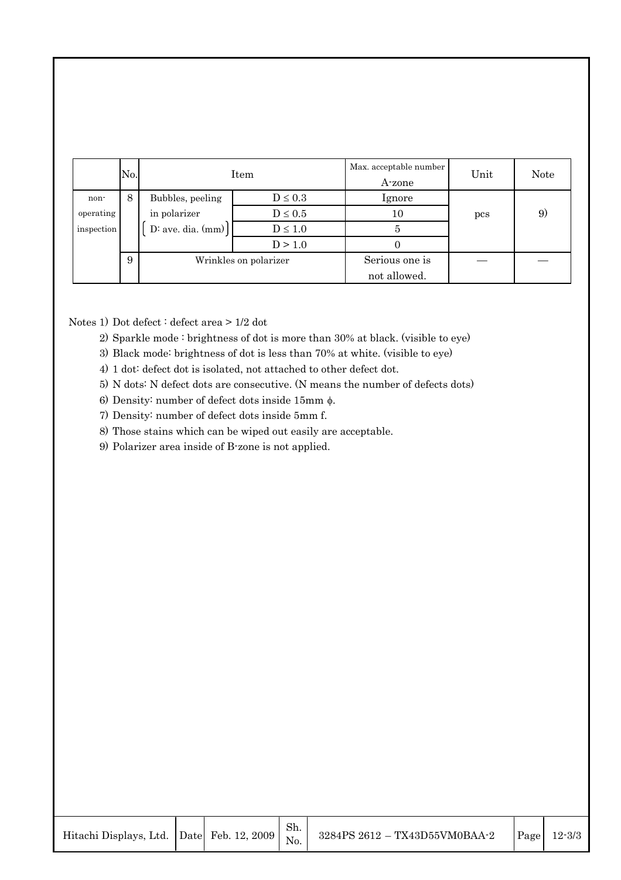| | No. | Item | | Max. acceptable number A-zone | Unit | Note |
|---|---|---|---|---|---|---|
| non-operating inspection | 8 | Bubbles, peeling in polarizer (D: ave. dia. (mm)) | D ≤ 0.3 | Ignore | pcs | 9) |
| | | | D ≤ 0.5 | 10 | | |
| | | | D ≤ 1.0 | 5 | | |
| | | | D > 1.0 | 0 | | |
| | 9 | Wrinkles on polarizer | | Serious one is not allowed. | — | — |

Notes 1) Dot defect : defect area > 1/2 dot

2) Sparkle mode : brightness of dot is more than 30% at black. (visible to eye)

3) Black mode: brightness of dot is less than 70% at white. (visible to eye)

4) 1 dot: defect dot is isolated, not attached to other defect dot.

5) N dots: N defect dots are consecutive. (N means the number of defects dots)

6) Density: number of defect dots inside 15mm ϕ.

7) Density: number of defect dots inside 5mm f.

8) Those stains which can be wiped out easily are acceptable.

9) Polarizer area inside of B-zone is not applied.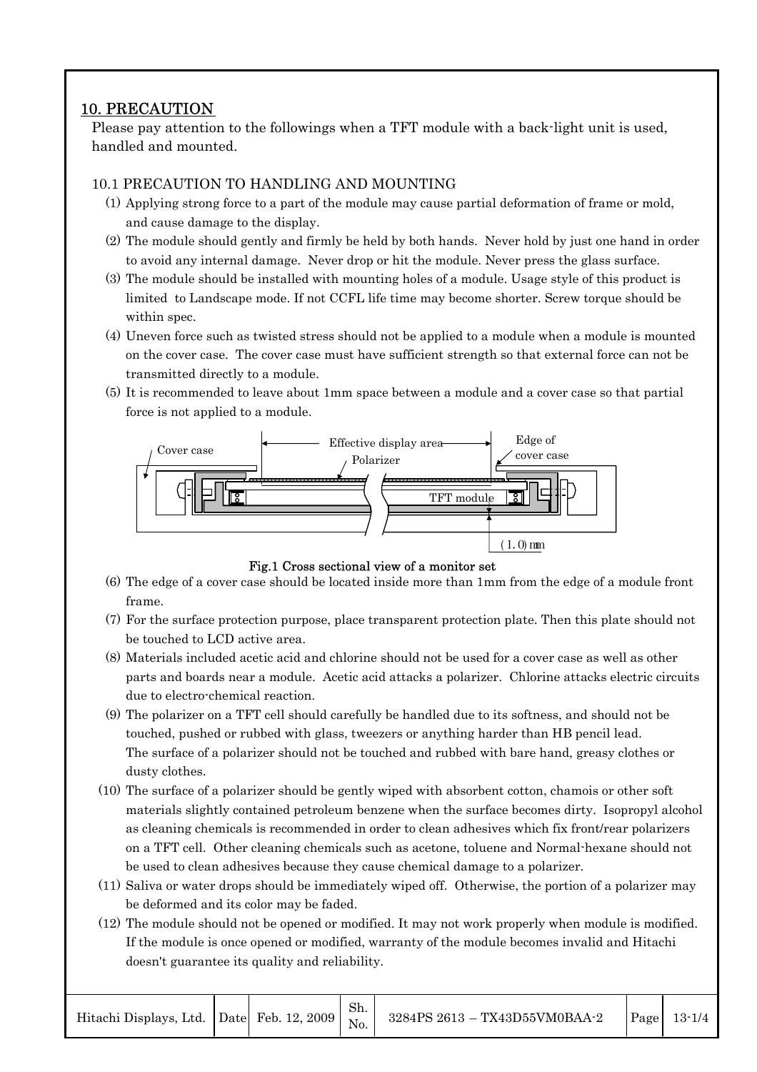## 10. PRECAUTION

Please pay attention to the followings when a TFT module with a back-light unit is used, handled and mounted.

### 10.1 PRECAUTION TO HANDLING AND MOUNTING

(1) Applying strong force to a part of the module may cause partial deformation of frame or mold, and cause damage to the display.

(2) The module should gently and firmly be held by both hands. Never hold by just one hand in order to avoid any internal damage. Never drop or hit the module. Never press the glass surface.

(3) The module should be installed with mounting holes of a module. Usage style of this product is limited to Landscape mode. If not CCFL life time may become shorter. Screw torque should be within spec.

(4) Uneven force such as twisted stress should not be applied to a module when a module is mounted on the cover case. The cover case must have sufficient strength so that external force can not be transmitted directly to a module.

(5) It is recommended to leave about 1mm space between a module and a cover case so that partial force is not applied to a module.

Cover case | Effective display area | Polarizer | Edge of cover case | TFT module | (1.0) mm

**Fig.1 Cross sectional view of a monitor set**

(6) The edge of a cover case should be located inside more than 1mm from the edge of a module front frame.

(7) For the surface protection purpose, place transparent protection plate. Then this plate should not be touched to LCD active area.

(8) Materials included acetic acid and chlorine should not be used for a cover case as well as other parts and boards near a module. Acetic acid attacks a polarizer. Chlorine attacks electric circuits due to electro-chemical reaction.

(9) The polarizer on a TFT cell should carefully be handled due to its softness, and should not be touched, pushed or rubbed with glass, tweezers or anything harder than HB pencil lead. The surface of a polarizer should not be touched and rubbed with bare hand, greasy clothes or dusty clothes.

(10) The surface of a polarizer should be gently wiped with absorbent cotton, chamois or other soft materials slightly contained petroleum benzene when the surface becomes dirty. Isopropyl alcohol as cleaning chemicals is recommended in order to clean adhesives which fix front/rear polarizers on a TFT cell. Other cleaning chemicals such as acetone, toluene and Normal-hexane should not be used to clean adhesives because they cause chemical damage to a polarizer.

(11) Saliva or water drops should be immediately wiped off. Otherwise, the portion of a polarizer may be deformed and its color may be faded.

(12) The module should not be opened or modified. It may not work properly when module is modified. If the module is once opened or modified, warranty of the module becomes invalid and Hitachi doesn't guarantee its quality and reliability.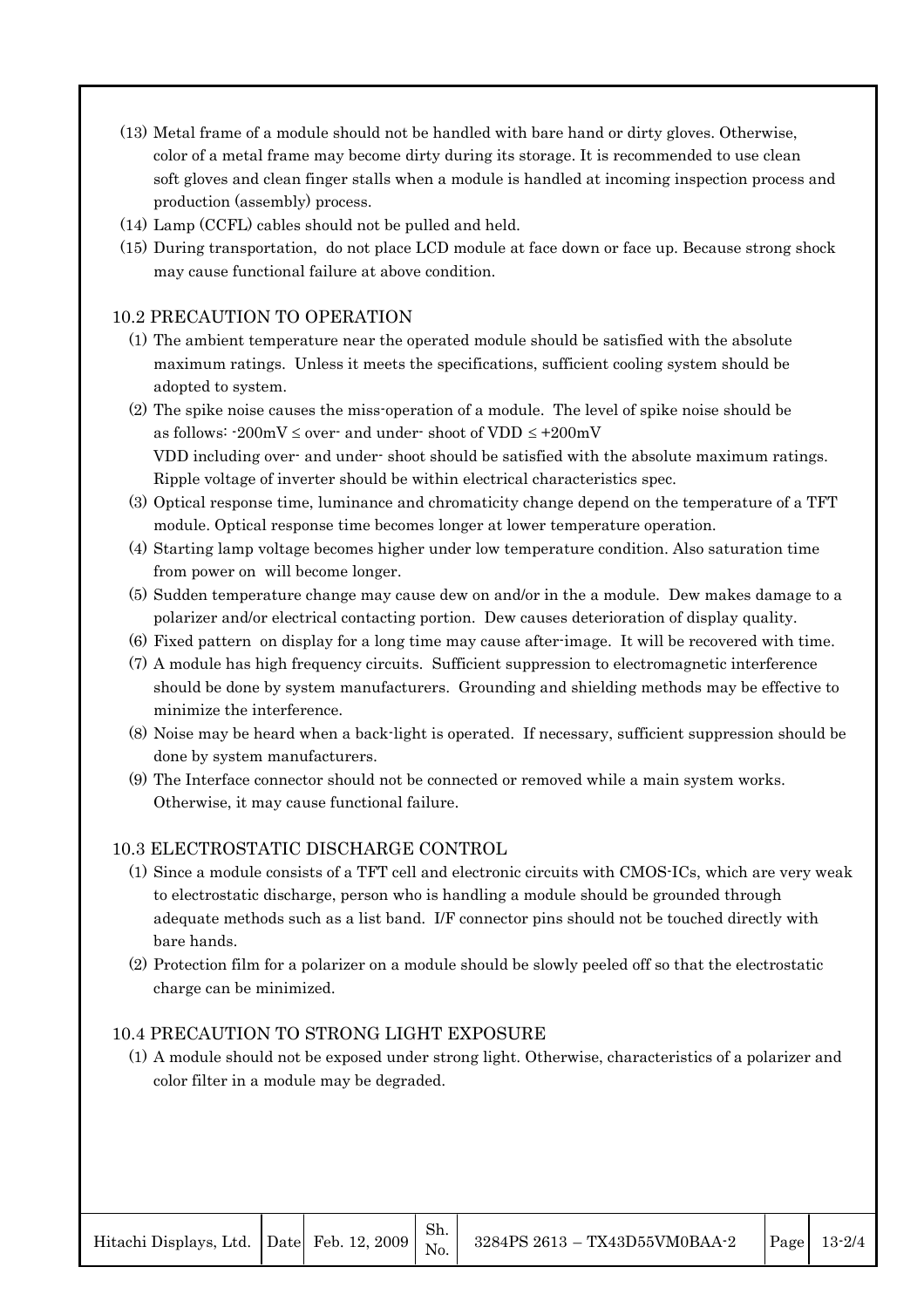(13) Metal frame of a module should not be handled with bare hand or dirty gloves. Otherwise, color of a metal frame may become dirty during its storage. It is recommended to use clean soft gloves and clean finger stalls when a module is handled at incoming inspection process and production (assembly) process.

(14) Lamp (CCFL) cables should not be pulled and held.

(15) During transportation, do not place LCD module at face down or face up. Because strong shock may cause functional failure at above condition.

## 10.2 PRECAUTION TO OPERATION

(1) The ambient temperature near the operated module should be satisfied with the absolute maximum ratings. Unless it meets the specifications, sufficient cooling system should be adopted to system.

(2) The spike noise causes the miss-operation of a module. The level of spike noise should be as follows: -200mV ≤ over- and under- shoot of VDD ≤ +200mV
VDD including over- and under- shoot should be satisfied with the absolute maximum ratings. Ripple voltage of inverter should be within electrical characteristics spec.

(3) Optical response time, luminance and chromaticity change depend on the temperature of a TFT module. Optical response time becomes longer at lower temperature operation.

(4) Starting lamp voltage becomes higher under low temperature condition. Also saturation time from power on will become longer.

(5) Sudden temperature change may cause dew on and/or in the a module. Dew makes damage to a polarizer and/or electrical contacting portion. Dew causes deterioration of display quality.

(6) Fixed pattern on display for a long time may cause after-image. It will be recovered with time.

(7) A module has high frequency circuits. Sufficient suppression to electromagnetic interference should be done by system manufacturers. Grounding and shielding methods may be effective to minimize the interference.

(8) Noise may be heard when a back-light is operated. If necessary, sufficient suppression should be done by system manufacturers.

(9) The Interface connector should not be connected or removed while a main system works. Otherwise, it may cause functional failure.

## 10.3 ELECTROSTATIC DISCHARGE CONTROL

(1) Since a module consists of a TFT cell and electronic circuits with CMOS-ICs, which are very weak to electrostatic discharge, person who is handling a module should be grounded through adequate methods such as a list band. I/F connector pins should not be touched directly with bare hands.

(2) Protection film for a polarizer on a module should be slowly peeled off so that the electrostatic charge can be minimized.

## 10.4 PRECAUTION TO STRONG LIGHT EXPOSURE

(1) A module should not be exposed under strong light. Otherwise, characteristics of a polarizer and color filter in a module may be degraded.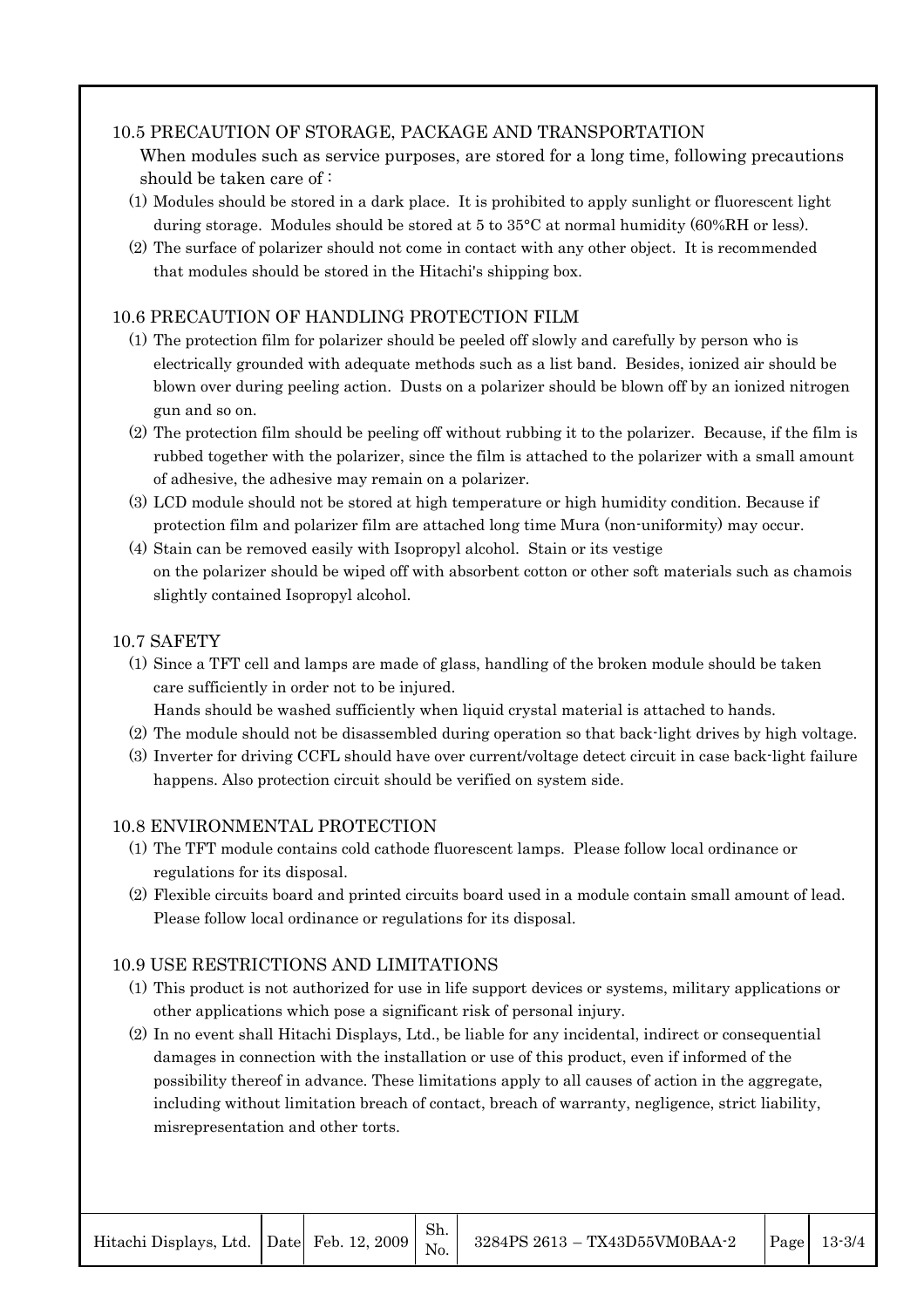### 10.5 PRECAUTION OF STORAGE, PACKAGE AND TRANSPORTATION

When modules such as service purposes, are stored for a long time, following precautions should be taken care of :

(1) Modules should be stored in a dark place. It is prohibited to apply sunlight or fluorescent light during storage. Modules should be stored at 5 to 35°C at normal humidity (60%RH or less).

(2) The surface of polarizer should not come in contact with any other object. It is recommended that modules should be stored in the Hitachi's shipping box.

### 10.6 PRECAUTION OF HANDLING PROTECTION FILM

(1) The protection film for polarizer should be peeled off slowly and carefully by person who is electrically grounded with adequate methods such as a list band. Besides, ionized air should be blown over during peeling action. Dusts on a polarizer should be blown off by an ionized nitrogen gun and so on.

(2) The protection film should be peeling off without rubbing it to the polarizer. Because, if the film is rubbed together with the polarizer, since the film is attached to the polarizer with a small amount of adhesive, the adhesive may remain on a polarizer.

(3) LCD module should not be stored at high temperature or high humidity condition. Because if protection film and polarizer film are attached long time Mura (non-uniformity) may occur.

(4) Stain can be removed easily with Isopropyl alcohol. Stain or its vestige on the polarizer should be wiped off with absorbent cotton or other soft materials such as chamois slightly contained Isopropyl alcohol.

### 10.7 SAFETY

(1) Since a TFT cell and lamps are made of glass, handling of the broken module should be taken care sufficiently in order not to be injured.
Hands should be washed sufficiently when liquid crystal material is attached to hands.

(2) The module should not be disassembled during operation so that back-light drives by high voltage.

(3) Inverter for driving CCFL should have over current/voltage detect circuit in case back-light failure happens. Also protection circuit should be verified on system side.

### 10.8 ENVIRONMENTAL PROTECTION

(1) The TFT module contains cold cathode fluorescent lamps. Please follow local ordinance or regulations for its disposal.

(2) Flexible circuits board and printed circuits board used in a module contain small amount of lead. Please follow local ordinance or regulations for its disposal.

### 10.9 USE RESTRICTIONS AND LIMITATIONS

(1) This product is not authorized for use in life support devices or systems, military applications or other applications which pose a significant risk of personal injury.

(2) In no event shall Hitachi Displays, Ltd., be liable for any incidental, indirect or consequential damages in connection with the installation or use of this product, even if informed of the possibility thereof in advance. These limitations apply to all causes of action in the aggregate, including without limitation breach of contact, breach of warranty, negligence, strict liability, misrepresentation and other torts.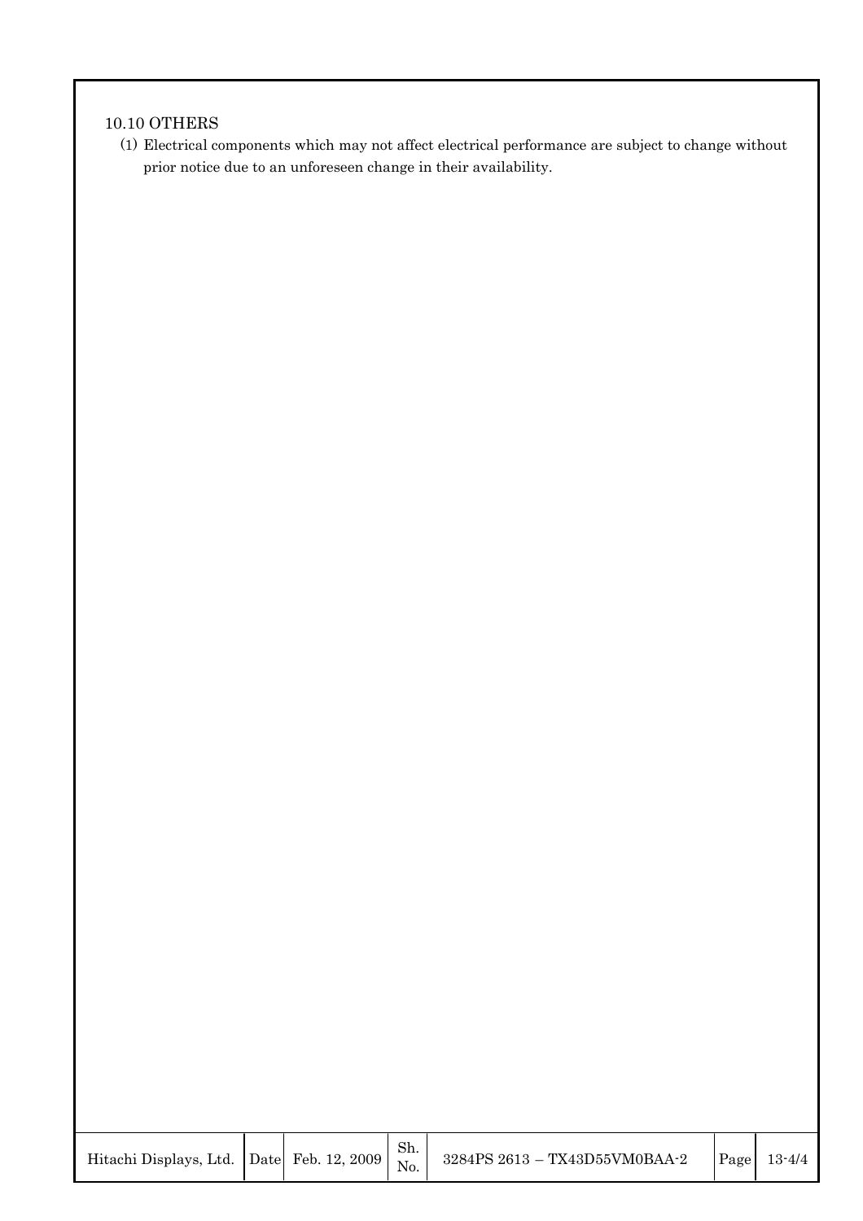### 10.10 OTHERS

(1) Electrical components which may not affect electrical performance are subject to change without prior notice due to an unforeseen change in their availability.